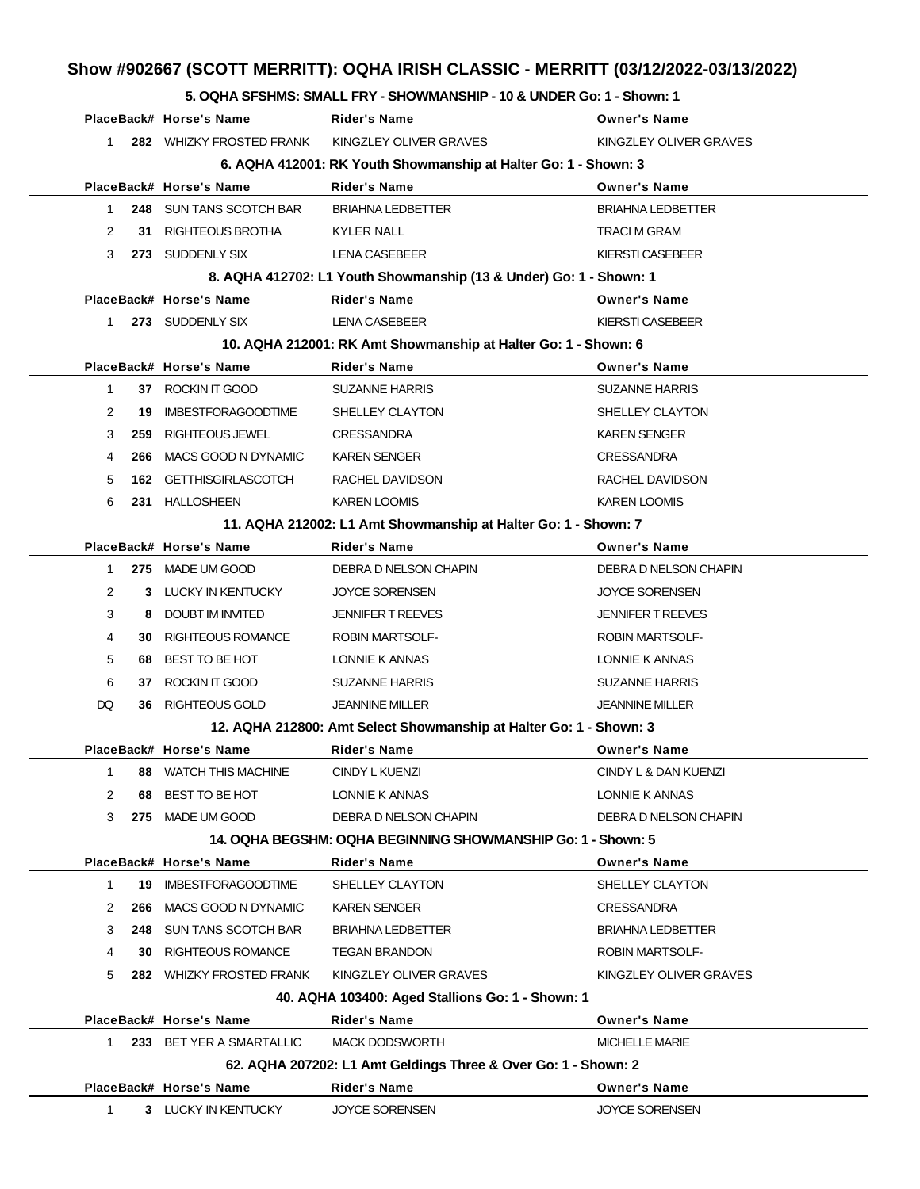# Show #902667 (SCOTT MERRITT): OQHA IRISH CLASSIC - MERRITT (03/12/2022-03/13/2022)

### 5. OQHA SFSHMS: SMALL FRY - SHOWMANSHIP - 10 & UNDER Go: 1 - Shown: 1

| Place | Back# | Horse's Name | Rider's Name | Owner's Name |
|---|---|---|---|---|
| 1 | 282 | WHIZKY FROSTED FRANK | KINGZLEY OLIVER GRAVES | KINGZLEY OLIVER GRAVES |

### 6. AQHA 412001: RK Youth Showmanship at Halter Go: 1 - Shown: 3

| Place | Back# | Horse's Name | Rider's Name | Owner's Name |
|---|---|---|---|---|
| 1 | 248 | SUN TANS SCOTCH BAR | BRIAHNA LEDBETTER | BRIAHNA LEDBETTER |
| 2 | 31 | RIGHTEOUS BROTHA | KYLER NALL | TRACI M GRAM |
| 3 | 273 | SUDDENLY SIX | LENA CASEBEER | KIERSTI CASEBEER |

### 8. AQHA 412702: L1 Youth Showmanship (13 & Under) Go: 1 - Shown: 1

| Place | Back# | Horse's Name | Rider's Name | Owner's Name |
|---|---|---|---|---|
| 1 | 273 | SUDDENLY SIX | LENA CASEBEER | KIERSTI CASEBEER |

### 10. AQHA 212001: RK Amt Showmanship at Halter Go: 1 - Shown: 6

| Place | Back# | Horse's Name | Rider's Name | Owner's Name |
|---|---|---|---|---|
| 1 | 37 | ROCKIN IT GOOD | SUZANNE HARRIS | SUZANNE HARRIS |
| 2 | 19 | IMBESTFORAGOODTIME | SHELLEY CLAYTON | SHELLEY CLAYTON |
| 3 | 259 | RIGHTEOUS JEWEL | CRESSANDRA | KAREN SENGER |
| 4 | 266 | MACS GOOD N DYNAMIC | KAREN SENGER | CRESSANDRA |
| 5 | 162 | GETTHISGIRLASCOTCH | RACHEL DAVIDSON | RACHEL DAVIDSON |
| 6 | 231 | HALLOSHEEN | KAREN LOOMIS | KAREN LOOMIS |

### 11. AQHA 212002: L1 Amt Showmanship at Halter Go: 1 - Shown: 7

| Place | Back# | Horse's Name | Rider's Name | Owner's Name |
|---|---|---|---|---|
| 1 | 275 | MADE UM GOOD | DEBRA D NELSON CHAPIN | DEBRA D NELSON CHAPIN |
| 2 | 3 | LUCKY IN KENTUCKY | JOYCE SORENSEN | JOYCE SORENSEN |
| 3 | 8 | DOUBT IM INVITED | JENNIFER T REEVES | JENNIFER T REEVES |
| 4 | 30 | RIGHTEOUS ROMANCE | ROBIN MARTSOLF- | ROBIN MARTSOLF- |
| 5 | 68 | BEST TO BE HOT | LONNIE K ANNAS | LONNIE K ANNAS |
| 6 | 37 | ROCKIN IT GOOD | SUZANNE HARRIS | SUZANNE HARRIS |
| DQ | 36 | RIGHTEOUS GOLD | JEANNINE MILLER | JEANNINE MILLER |

### 12. AQHA 212800: Amt Select Showmanship at Halter Go: 1 - Shown: 3

| Place | Back# | Horse's Name | Rider's Name | Owner's Name |
|---|---|---|---|---|
| 1 | 88 | WATCH THIS MACHINE | CINDY L KUENZI | CINDY L & DAN KUENZI |
| 2 | 68 | BEST TO BE HOT | LONNIE K ANNAS | LONNIE K ANNAS |
| 3 | 275 | MADE UM GOOD | DEBRA D NELSON CHAPIN | DEBRA D NELSON CHAPIN |

### 14. OQHA BEGSHM: OQHA BEGINNING SHOWMANSHIP Go: 1 - Shown: 5

| Place | Back# | Horse's Name | Rider's Name | Owner's Name |
|---|---|---|---|---|
| 1 | 19 | IMBESTFORAGOODTIME | SHELLEY CLAYTON | SHELLEY CLAYTON |
| 2 | 266 | MACS GOOD N DYNAMIC | KAREN SENGER | CRESSANDRA |
| 3 | 248 | SUN TANS SCOTCH BAR | BRIAHNA LEDBETTER | BRIAHNA LEDBETTER |
| 4 | 30 | RIGHTEOUS ROMANCE | TEGAN BRANDON | ROBIN MARTSOLF- |
| 5 | 282 | WHIZKY FROSTED FRANK | KINGZLEY OLIVER GRAVES | KINGZLEY OLIVER GRAVES |

### 40. AQHA 103400: Aged Stallions Go: 1 - Shown: 1

| Place | Back# | Horse's Name | Rider's Name | Owner's Name |
|---|---|---|---|---|
| 1 | 233 | BET YER A SMARTALLIC | MACK DODSWORTH | MICHELLE MARIE |

### 62. AQHA 207202: L1 Amt Geldings Three & Over Go: 1 - Shown: 2

| Place | Back# | Horse's Name | Rider's Name | Owner's Name |
|---|---|---|---|---|
| 1 | 3 | LUCKY IN KENTUCKY | JOYCE SORENSEN | JOYCE SORENSEN |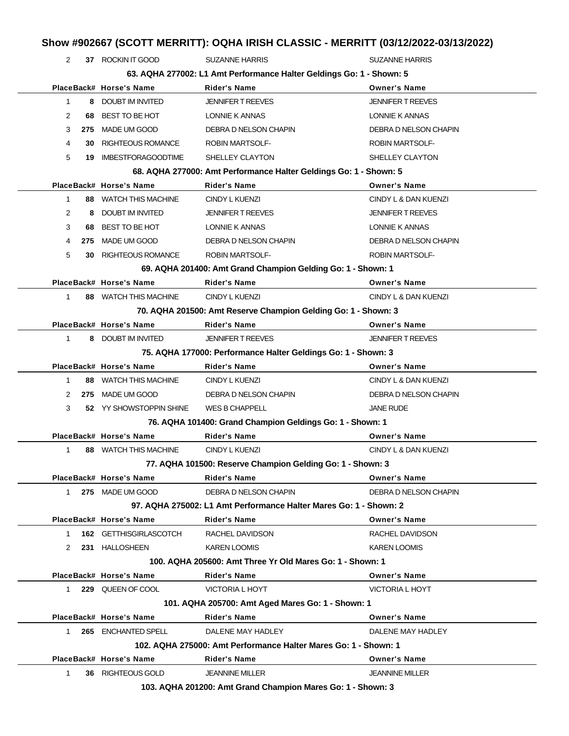# Show #902667 (SCOTT MERRITT): OQHA IRISH CLASSIC - MERRITT (03/12/2022-03/13/2022)

| 2 | 37 | ROCKIN IT GOOD | SUZANNE HARRIS | SUZANNE HARRIS |
|---|---|---|---|---|

### 63. AQHA 277002: L1 Amt Performance Halter Geldings Go: 1 - Shown: 5

| Place | Back# | Horse's Name | Rider's Name | Owner's Name |
|---|---|---|---|---|
| 1 | 8 | DOUBT IM INVITED | JENNIFER T REEVES | JENNIFER T REEVES |
| 2 | 68 | BEST TO BE HOT | LONNIE K ANNAS | LONNIE K ANNAS |
| 3 | 275 | MADE UM GOOD | DEBRA D NELSON CHAPIN | DEBRA D NELSON CHAPIN |
| 4 | 30 | RIGHTEOUS ROMANCE | ROBIN MARTSOLF- | ROBIN MARTSOLF- |
| 5 | 19 | IMBESTFORAGOODTIME | SHELLEY CLAYTON | SHELLEY CLAYTON |

### 68. AQHA 277000: Amt Performance Halter Geldings Go: 1 - Shown: 5

| Place | Back# | Horse's Name | Rider's Name | Owner's Name |
|---|---|---|---|---|
| 1 | 88 | WATCH THIS MACHINE | CINDY L KUENZI | CINDY L & DAN KUENZI |
| 2 | 8 | DOUBT IM INVITED | JENNIFER T REEVES | JENNIFER T REEVES |
| 3 | 68 | BEST TO BE HOT | LONNIE K ANNAS | LONNIE K ANNAS |
| 4 | 275 | MADE UM GOOD | DEBRA D NELSON CHAPIN | DEBRA D NELSON CHAPIN |
| 5 | 30 | RIGHTEOUS ROMANCE | ROBIN MARTSOLF- | ROBIN MARTSOLF- |

### 69. AQHA 201400: Amt Grand Champion Gelding Go: 1 - Shown: 1

| Place | Back# | Horse's Name | Rider's Name | Owner's Name |
|---|---|---|---|---|
| 1 | 88 | WATCH THIS MACHINE | CINDY L KUENZI | CINDY L & DAN KUENZI |

### 70. AQHA 201500: Amt Reserve Champion Gelding Go: 1 - Shown: 3

| Place | Back# | Horse's Name | Rider's Name | Owner's Name |
|---|---|---|---|---|
| 1 | 8 | DOUBT IM INVITED | JENNIFER T REEVES | JENNIFER T REEVES |

### 75. AQHA 177000: Performance Halter Geldings Go: 1 - Shown: 3

| Place | Back# | Horse's Name | Rider's Name | Owner's Name |
|---|---|---|---|---|
| 1 | 88 | WATCH THIS MACHINE | CINDY L KUENZI | CINDY L & DAN KUENZI |
| 2 | 275 | MADE UM GOOD | DEBRA D NELSON CHAPIN | DEBRA D NELSON CHAPIN |
| 3 | 52 | YY SHOWSTOPPIN SHINE | WES B CHAPPELL | JANE RUDE |

### 76. AQHA 101400: Grand Champion Geldings Go: 1 - Shown: 1

| Place | Back# | Horse's Name | Rider's Name | Owner's Name |
|---|---|---|---|---|
| 1 | 88 | WATCH THIS MACHINE | CINDY L KUENZI | CINDY L & DAN KUENZI |

### 77. AQHA 101500: Reserve Champion Gelding Go: 1 - Shown: 3

| Place | Back# | Horse's Name | Rider's Name | Owner's Name |
|---|---|---|---|---|
| 1 | 275 | MADE UM GOOD | DEBRA D NELSON CHAPIN | DEBRA D NELSON CHAPIN |

### 97. AQHA 275002: L1 Amt Performance Halter Mares Go: 1 - Shown: 2

| Place | Back# | Horse's Name | Rider's Name | Owner's Name |
|---|---|---|---|---|
| 1 | 162 | GETTHISGIRLASCOTCH | RACHEL DAVIDSON | RACHEL DAVIDSON |
| 2 | 231 | HALLOSHEEN | KAREN LOOMIS | KAREN LOOMIS |

### 100. AQHA 205600: Amt Three Yr Old Mares Go: 1 - Shown: 1

| Place | Back# | Horse's Name | Rider's Name | Owner's Name |
|---|---|---|---|---|
| 1 | 229 | QUEEN OF COOL | VICTORIA L HOYT | VICTORIA L HOYT |

### 101. AQHA 205700: Amt Aged Mares Go: 1 - Shown: 1

| Place | Back# | Horse's Name | Rider's Name | Owner's Name |
|---|---|---|---|---|
| 1 | 265 | ENCHANTED SPELL | DALENE MAY HADLEY | DALENE MAY HADLEY |

### 102. AQHA 275000: Amt Performance Halter Mares Go: 1 - Shown: 1

| Place | Back# | Horse's Name | Rider's Name | Owner's Name |
|---|---|---|---|---|
| 1 | 36 | RIGHTEOUS GOLD | JEANNINE MILLER | JEANNINE MILLER |

### 103. AQHA 201200: Amt Grand Champion Mares Go: 1 - Shown: 3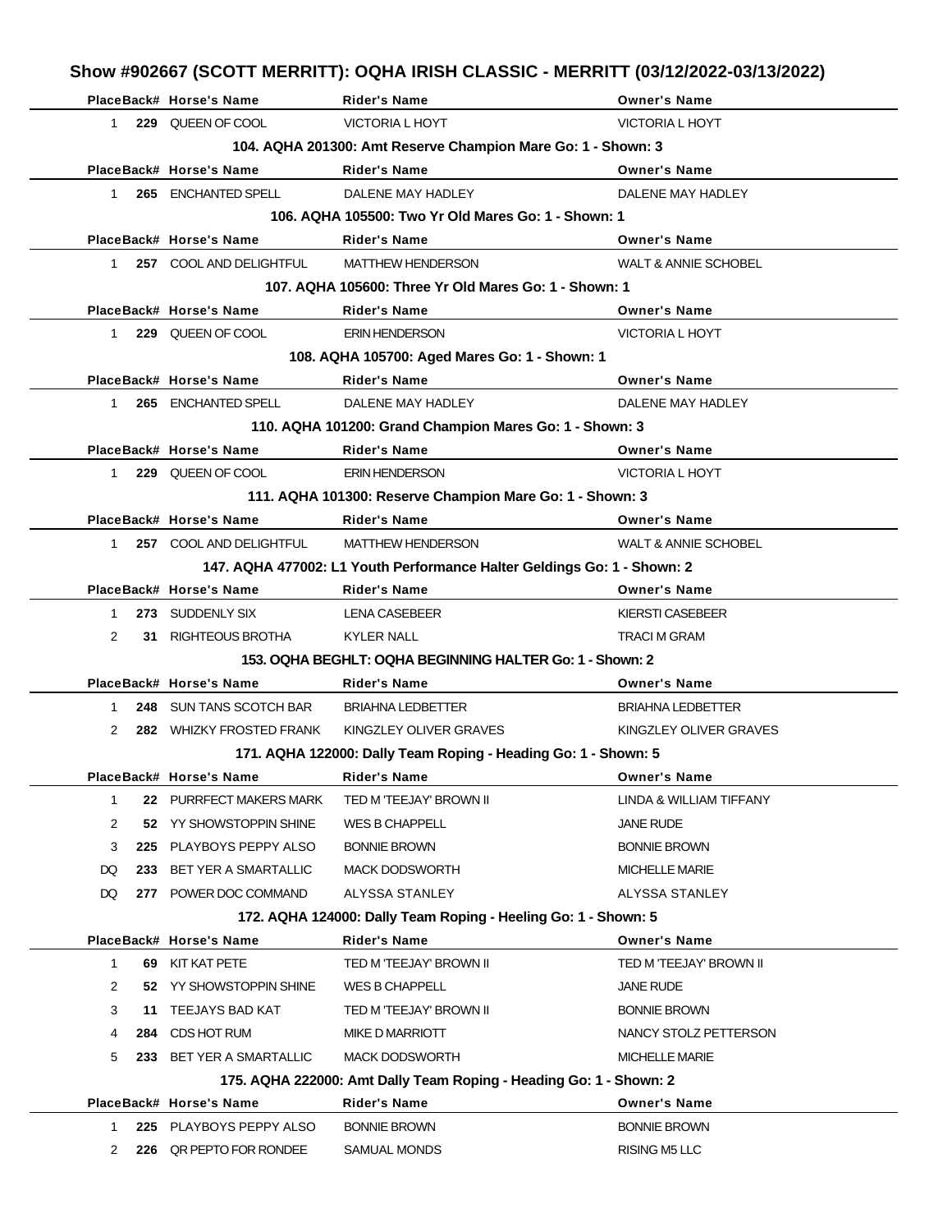## Show #902667 (SCOTT MERRITT): OQHA IRISH CLASSIC - MERRITT (03/12/2022-03/13/2022)

| Place | Back# | Horse's Name | Rider's Name | Owner's Name |
|---|---|---|---|---|
| 1 | 229 | QUEEN OF COOL | VICTORIA L HOYT | VICTORIA L HOYT |

**104. AQHA 201300: Amt Reserve Champion Mare Go: 1 - Shown: 3**

| Place | Back# | Horse's Name | Rider's Name | Owner's Name |
|---|---|---|---|---|
| 1 | 265 | ENCHANTED SPELL | DALENE MAY HADLEY | DALENE MAY HADLEY |

**106. AQHA 105500: Two Yr Old Mares Go: 1 - Shown: 1**

| Place | Back# | Horse's Name | Rider's Name | Owner's Name |
|---|---|---|---|---|
| 1 | 257 | COOL AND DELIGHTFUL | MATTHEW HENDERSON | WALT & ANNIE SCHOBEL |

**107. AQHA 105600: Three Yr Old Mares Go: 1 - Shown: 1**

| Place | Back# | Horse's Name | Rider's Name | Owner's Name |
|---|---|---|---|---|
| 1 | 229 | QUEEN OF COOL | ERIN HENDERSON | VICTORIA L HOYT |

**108. AQHA 105700: Aged Mares Go: 1 - Shown: 1**

| Place | Back# | Horse's Name | Rider's Name | Owner's Name |
|---|---|---|---|---|
| 1 | 265 | ENCHANTED SPELL | DALENE MAY HADLEY | DALENE MAY HADLEY |

**110. AQHA 101200: Grand Champion Mares Go: 1 - Shown: 3**

| Place | Back# | Horse's Name | Rider's Name | Owner's Name |
|---|---|---|---|---|
| 1 | 229 | QUEEN OF COOL | ERIN HENDERSON | VICTORIA L HOYT |

**111. AQHA 101300: Reserve Champion Mare Go: 1 - Shown: 3**

| Place | Back# | Horse's Name | Rider's Name | Owner's Name |
|---|---|---|---|---|
| 1 | 257 | COOL AND DELIGHTFUL | MATTHEW HENDERSON | WALT & ANNIE SCHOBEL |

**147. AQHA 477002: L1 Youth Performance Halter Geldings Go: 1 - Shown: 2**

| Place | Back# | Horse's Name | Rider's Name | Owner's Name |
|---|---|---|---|---|
| 1 | 273 | SUDDENLY SIX | LENA CASEBEER | KIERSTI CASEBEER |
| 2 | 31 | RIGHTEOUS BROTHA | KYLER NALL | TRACI M GRAM |

**153. OQHA BEGHLT: OQHA BEGINNING HALTER Go: 1 - Shown: 2**

| Place | Back# | Horse's Name | Rider's Name | Owner's Name |
|---|---|---|---|---|
| 1 | 248 | SUN TANS SCOTCH BAR | BRIAHNA LEDBETTER | BRIAHNA LEDBETTER |
| 2 | 282 | WHIZKY FROSTED FRANK | KINGZLEY OLIVER GRAVES | KINGZLEY OLIVER GRAVES |

**171. AQHA 122000: Dally Team Roping - Heading Go: 1 - Shown: 5**

| Place | Back# | Horse's Name | Rider's Name | Owner's Name |
|---|---|---|---|---|
| 1 | 22 | PURRFECT MAKERS MARK | TED M 'TEEJAY' BROWN II | LINDA & WILLIAM TIFFANY |
| 2 | 52 | YY SHOWSTOPPIN SHINE | WES B CHAPPELL | JANE RUDE |
| 3 | 225 | PLAYBOYS PEPPY ALSO | BONNIE BROWN | BONNIE BROWN |
| DQ | 233 | BET YER A SMARTALLIC | MACK DODSWORTH | MICHELLE MARIE |
| DQ | 277 | POWER DOC COMMAND | ALYSSA STANLEY | ALYSSA STANLEY |

**172. AQHA 124000: Dally Team Roping - Heeling Go: 1 - Shown: 5**

| Place | Back# | Horse's Name | Rider's Name | Owner's Name |
|---|---|---|---|---|
| 1 | 69 | KIT KAT PETE | TED M 'TEEJAY' BROWN II | TED M 'TEEJAY' BROWN II |
| 2 | 52 | YY SHOWSTOPPIN SHINE | WES B CHAPPELL | JANE RUDE |
| 3 | 11 | TEEJAYS BAD KAT | TED M 'TEEJAY' BROWN II | BONNIE BROWN |
| 4 | 284 | CDS HOT RUM | MIKE D MARRIOTT | NANCY STOLZ PETTERSON |
| 5 | 233 | BET YER A SMARTALLIC | MACK DODSWORTH | MICHELLE MARIE |

**175. AQHA 222000: Amt Dally Team Roping - Heading Go: 1 - Shown: 2**

| Place | Back# | Horse's Name | Rider's Name | Owner's Name |
|---|---|---|---|---|
| 1 | 225 | PLAYBOYS PEPPY ALSO | BONNIE BROWN | BONNIE BROWN |
| 2 | 226 | QR PEPTO FOR RONDEE | SAMUAL MONDS | RISING M5 LLC |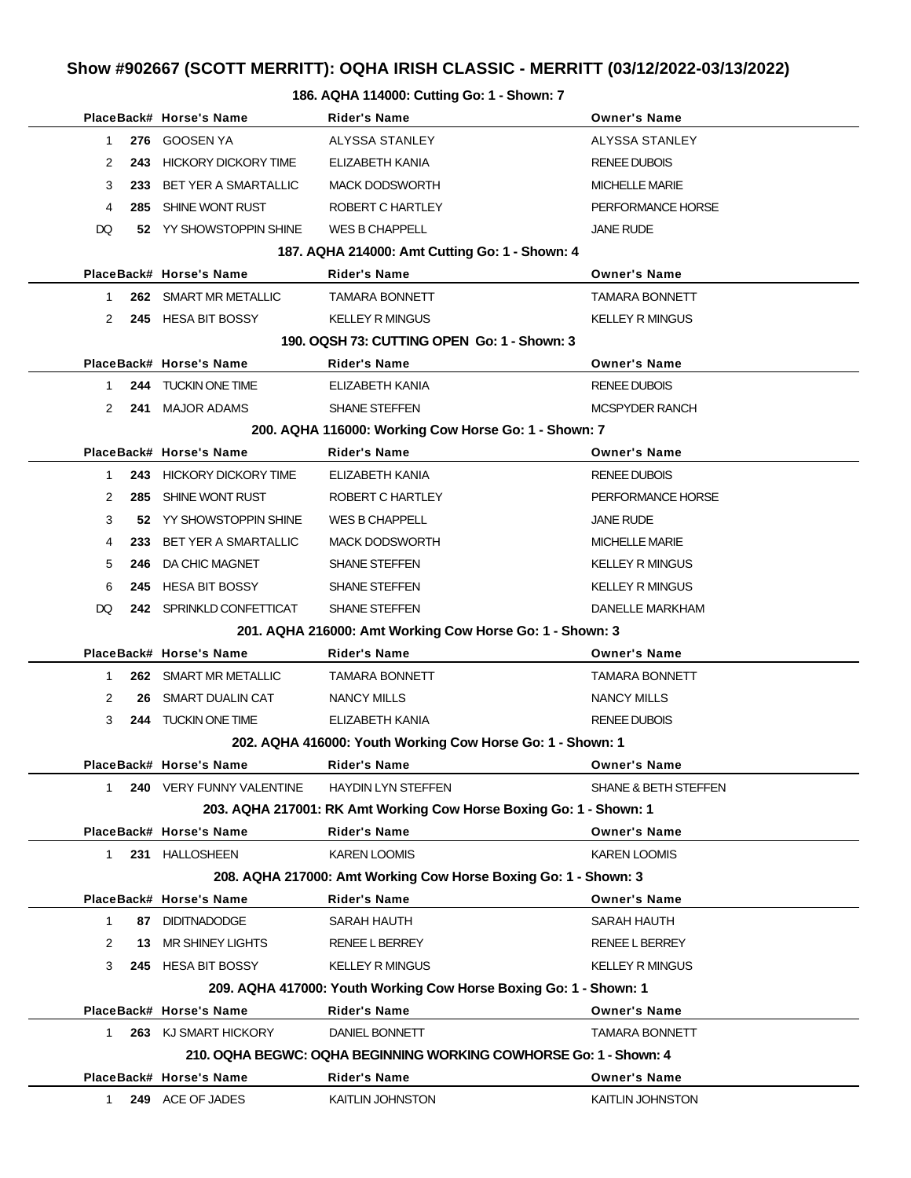# Show #902667 (SCOTT MERRITT): OQHA IRISH CLASSIC - MERRITT (03/12/2022-03/13/2022)

### 186. AQHA 114000: Cutting Go: 1 - Shown: 7

| Place | Back# | Horse's Name | Rider's Name | Owner's Name |
|---|---|---|---|---|
| 1 | **276** | GOOSEN YA | ALYSSA STANLEY | ALYSSA STANLEY |
| 2 | **243** | HICKORY DICKORY TIME | ELIZABETH KANIA | RENEE DUBOIS |
| 3 | **233** | BET YER A SMARTALLIC | MACK DODSWORTH | MICHELLE MARIE |
| 4 | **285** | SHINE WONT RUST | ROBERT C HARTLEY | PERFORMANCE HORSE |
| DQ | **52** | YY SHOWSTOPPIN SHINE | WES B CHAPPELL | JANE RUDE |

### 187. AQHA 214000: Amt Cutting Go: 1 - Shown: 4

| Place | Back# | Horse's Name | Rider's Name | Owner's Name |
|---|---|---|---|---|
| 1 | **262** | SMART MR METALLIC | TAMARA BONNETT | TAMARA BONNETT |
| 2 | **245** | HESA BIT BOSSY | KELLEY R MINGUS | KELLEY R MINGUS |

### 190. OQSH 73: CUTTING OPEN Go: 1 - Shown: 3

| Place | Back# | Horse's Name | Rider's Name | Owner's Name |
|---|---|---|---|---|
| 1 | **244** | TUCKIN ONE TIME | ELIZABETH KANIA | RENEE DUBOIS |
| 2 | **241** | MAJOR ADAMS | SHANE STEFFEN | MCSPYDER RANCH |

### 200. AQHA 116000: Working Cow Horse Go: 1 - Shown: 7

| Place | Back# | Horse's Name | Rider's Name | Owner's Name |
|---|---|---|---|---|
| 1 | **243** | HICKORY DICKORY TIME | ELIZABETH KANIA | RENEE DUBOIS |
| 2 | **285** | SHINE WONT RUST | ROBERT C HARTLEY | PERFORMANCE HORSE |
| 3 | **52** | YY SHOWSTOPPIN SHINE | WES B CHAPPELL | JANE RUDE |
| 4 | **233** | BET YER A SMARTALLIC | MACK DODSWORTH | MICHELLE MARIE |
| 5 | **246** | DA CHIC MAGNET | SHANE STEFFEN | KELLEY R MINGUS |
| 6 | **245** | HESA BIT BOSSY | SHANE STEFFEN | KELLEY R MINGUS |
| DQ | **242** | SPRINKLD CONFETTICAT | SHANE STEFFEN | DANELLE MARKHAM |

### 201. AQHA 216000: Amt Working Cow Horse Go: 1 - Shown: 3

| Place | Back# | Horse's Name | Rider's Name | Owner's Name |
|---|---|---|---|---|
| 1 | **262** | SMART MR METALLIC | TAMARA BONNETT | TAMARA BONNETT |
| 2 | **26** | SMART DUALIN CAT | NANCY MILLS | NANCY MILLS |
| 3 | **244** | TUCKIN ONE TIME | ELIZABETH KANIA | RENEE DUBOIS |

### 202. AQHA 416000: Youth Working Cow Horse Go: 1 - Shown: 1

| Place | Back# | Horse's Name | Rider's Name | Owner's Name |
|---|---|---|---|---|
| 1 | **240** | VERY FUNNY VALENTINE | HAYDIN LYN STEFFEN | SHANE & BETH STEFFEN |

### 203. AQHA 217001: RK Amt Working Cow Horse Boxing Go: 1 - Shown: 1

| Place | Back# | Horse's Name | Rider's Name | Owner's Name |
|---|---|---|---|---|
| 1 | **231** | HALLOSHEEN | KAREN LOOMIS | KAREN LOOMIS |

### 208. AQHA 217000: Amt Working Cow Horse Boxing Go: 1 - Shown: 3

| Place | Back# | Horse's Name | Rider's Name | Owner's Name |
|---|---|---|---|---|
| 1 | **87** | DIDITNADODGE | SARAH HAUTH | SARAH HAUTH |
| 2 | **13** | MR SHINEY LIGHTS | RENEE L BERREY | RENEE L BERREY |
| 3 | **245** | HESA BIT BOSSY | KELLEY R MINGUS | KELLEY R MINGUS |

### 209. AQHA 417000: Youth Working Cow Horse Boxing Go: 1 - Shown: 1

| Place | Back# | Horse's Name | Rider's Name | Owner's Name |
|---|---|---|---|---|
| 1 | **263** | KJ SMART HICKORY | DANIEL BONNETT | TAMARA BONNETT |

### 210. OQHA BEGWC: OQHA BEGINNING WORKING COWHORSE Go: 1 - Shown: 4

| Place | Back# | Horse's Name | Rider's Name | Owner's Name |
|---|---|---|---|---|
| 1 | **249** | ACE OF JADES | KAITLIN JOHNSTON | KAITLIN JOHNSTON |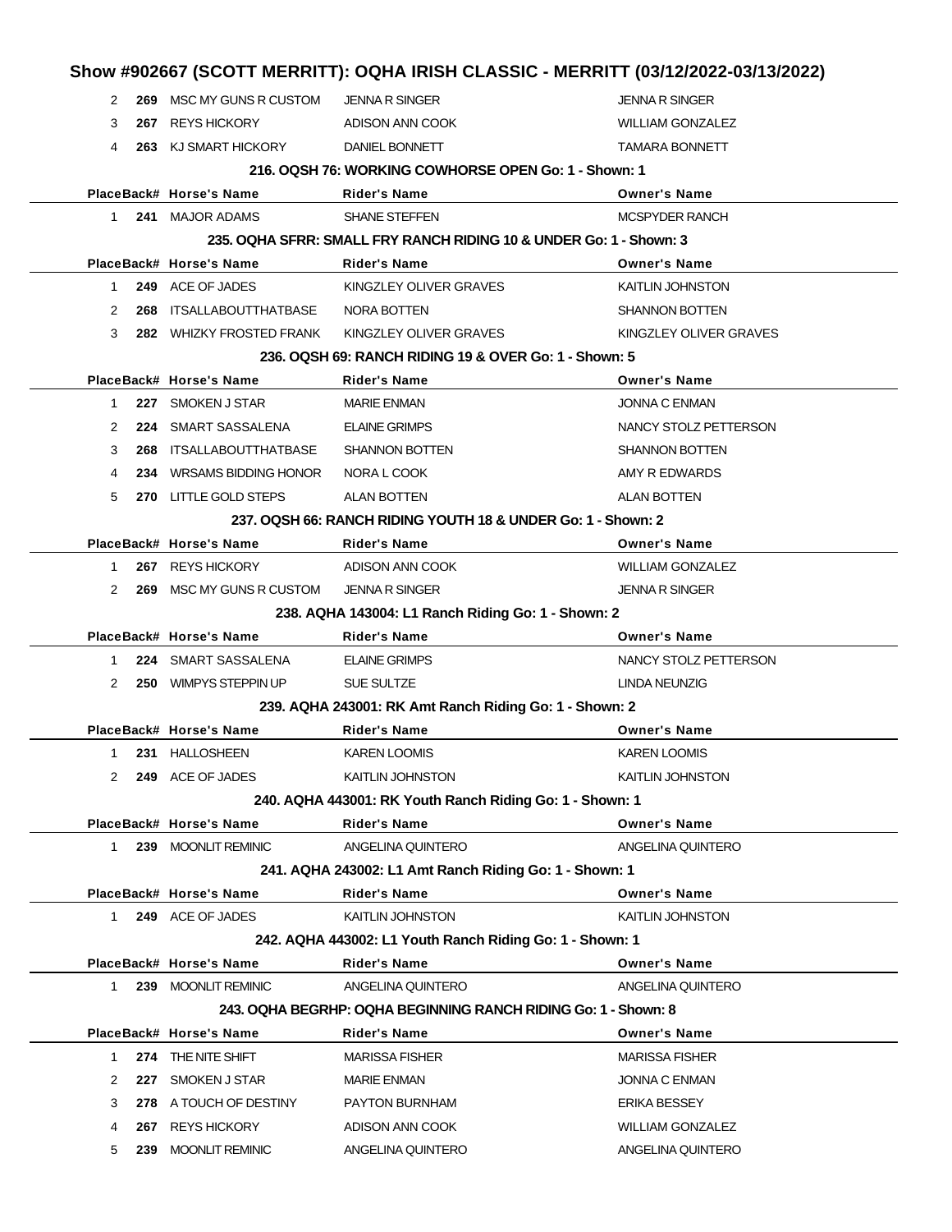# Show #902667 (SCOTT MERRITT): OQHA IRISH CLASSIC - MERRITT (03/12/2022-03/13/2022)

| Place | Back# | Horse's Name | Rider's Name | Owner's Name |
|---|---|---|---|---|
| 2 | **269** | MSC MY GUNS R CUSTOM | JENNA R SINGER | JENNA R SINGER |
| 3 | **267** | REYS HICKORY | ADISON ANN COOK | WILLIAM GONZALEZ |
| 4 | **263** | KJ SMART HICKORY | DANIEL BONNETT | TAMARA BONNETT |

### 216. OQSH 76: WORKING COWHORSE OPEN Go: 1 - Shown: 1

| Place | Back# | Horse's Name | Rider's Name | Owner's Name |
|---|---|---|---|---|
| 1 | **241** | MAJOR ADAMS | SHANE STEFFEN | MCSPYDER RANCH |

### 235. OQHA SFRR: SMALL FRY RANCH RIDING 10 & UNDER Go: 1 - Shown: 3

| Place | Back# | Horse's Name | Rider's Name | Owner's Name |
|---|---|---|---|---|
| 1 | **249** | ACE OF JADES | KINGZLEY OLIVER GRAVES | KAITLIN JOHNSTON |
| 2 | **268** | ITSALLABOUTTHATBASE | NORA BOTTEN | SHANNON BOTTEN |
| 3 | **282** | WHIZKY FROSTED FRANK | KINGZLEY OLIVER GRAVES | KINGZLEY OLIVER GRAVES |

### 236. OQSH 69: RANCH RIDING 19 & OVER Go: 1 - Shown: 5

| Place | Back# | Horse's Name | Rider's Name | Owner's Name |
|---|---|---|---|---|
| 1 | **227** | SMOKEN J STAR | MARIE ENMAN | JONNA C ENMAN |
| 2 | **224** | SMART SASSALENA | ELAINE GRIMPS | NANCY STOLZ PETTERSON |
| 3 | **268** | ITSALLABOUTTHATBASE | SHANNON BOTTEN | SHANNON BOTTEN |
| 4 | **234** | WRSAMS BIDDING HONOR | NORA L COOK | AMY R EDWARDS |
| 5 | **270** | LITTLE GOLD STEPS | ALAN BOTTEN | ALAN BOTTEN |

### 237. OQSH 66: RANCH RIDING YOUTH 18 & UNDER Go: 1 - Shown: 2

| Place | Back# | Horse's Name | Rider's Name | Owner's Name |
|---|---|---|---|---|
| 1 | **267** | REYS HICKORY | ADISON ANN COOK | WILLIAM GONZALEZ |
| 2 | **269** | MSC MY GUNS R CUSTOM | JENNA R SINGER | JENNA R SINGER |

### 238. AQHA 143004: L1 Ranch Riding Go: 1 - Shown: 2

| Place | Back# | Horse's Name | Rider's Name | Owner's Name |
|---|---|---|---|---|
| 1 | **224** | SMART SASSALENA | ELAINE GRIMPS | NANCY STOLZ PETTERSON |
| 2 | **250** | WIMPYS STEPPIN UP | SUE SULTZE | LINDA NEUNZIG |

### 239. AQHA 243001: RK Amt Ranch Riding Go: 1 - Shown: 2

| Place | Back# | Horse's Name | Rider's Name | Owner's Name |
|---|---|---|---|---|
| 1 | **231** | HALLOSHEEN | KAREN LOOMIS | KAREN LOOMIS |
| 2 | **249** | ACE OF JADES | KAITLIN JOHNSTON | KAITLIN JOHNSTON |

### 240. AQHA 443001: RK Youth Ranch Riding Go: 1 - Shown: 1

| Place | Back# | Horse's Name | Rider's Name | Owner's Name |
|---|---|---|---|---|
| 1 | **239** | MOONLIT REMINIC | ANGELINA QUINTERO | ANGELINA QUINTERO |

### 241. AQHA 243002: L1 Amt Ranch Riding Go: 1 - Shown: 1

| Place | Back# | Horse's Name | Rider's Name | Owner's Name |
|---|---|---|---|---|
| 1 | **249** | ACE OF JADES | KAITLIN JOHNSTON | KAITLIN JOHNSTON |

### 242. AQHA 443002: L1 Youth Ranch Riding Go: 1 - Shown: 1

| Place | Back# | Horse's Name | Rider's Name | Owner's Name |
|---|---|---|---|---|
| 1 | **239** | MOONLIT REMINIC | ANGELINA QUINTERO | ANGELINA QUINTERO |

### 243. OQHA BEGRHP: OQHA BEGINNING RANCH RIDING Go: 1 - Shown: 8

| Place | Back# | Horse's Name | Rider's Name | Owner's Name |
|---|---|---|---|---|
| 1 | **274** | THE NITE SHIFT | MARISSA FISHER | MARISSA FISHER |
| 2 | **227** | SMOKEN J STAR | MARIE ENMAN | JONNA C ENMAN |
| 3 | **278** | A TOUCH OF DESTINY | PAYTON BURNHAM | ERIKA BESSEY |
| 4 | **267** | REYS HICKORY | ADISON ANN COOK | WILLIAM GONZALEZ |
| 5 | **239** | MOONLIT REMINIC | ANGELINA QUINTERO | ANGELINA QUINTERO |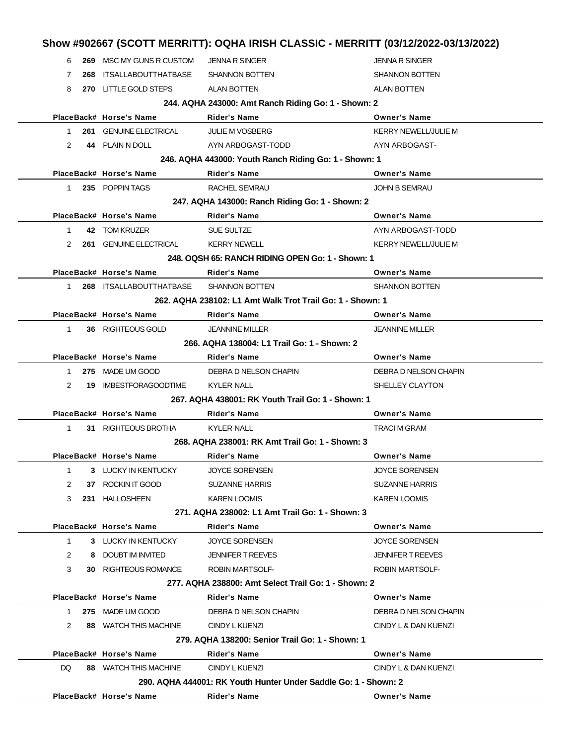## Show #902667 (SCOTT MERRITT): OQHA IRISH CLASSIC - MERRITT (03/12/2022-03/13/2022)

| Place | Back# | Horse's Name | Rider's Name | Owner's Name |
|---|---|---|---|---|
| 6 | 269 | MSC MY GUNS R CUSTOM | JENNA R SINGER | JENNA R SINGER |
| 7 | 268 | ITSALLABOUTTHATBASE | SHANNON BOTTEN | SHANNON BOTTEN |
| 8 | 270 | LITTLE GOLD STEPS | ALAN BOTTEN | ALAN BOTTEN |

### 244. AQHA 243000: Amt Ranch Riding Go: 1 - Shown: 2

| Place | Back# | Horse's Name | Rider's Name | Owner's Name |
|---|---|---|---|---|
| 1 | 261 | GENUINE ELECTRICAL | JULIE M VOSBERG | KERRY NEWELL/JULIE M |
| 2 | 44 | PLAIN N DOLL | AYN ARBOGAST-TODD | AYN ARBOGAST- |

### 246. AQHA 443000: Youth Ranch Riding Go: 1 - Shown: 1

| Place | Back# | Horse's Name | Rider's Name | Owner's Name |
|---|---|---|---|---|
| 1 | 235 | POPPIN TAGS | RACHEL SEMRAU | JOHN B SEMRAU |

### 247. AQHA 143000: Ranch Riding Go: 1 - Shown: 2

| Place | Back# | Horse's Name | Rider's Name | Owner's Name |
|---|---|---|---|---|
| 1 | 42 | TOM KRUZER | SUE SULTZE | AYN ARBOGAST-TODD |
| 2 | 261 | GENUINE ELECTRICAL | KERRY NEWELL | KERRY NEWELL/JULIE M |

### 248. OQSH 65: RANCH RIDING OPEN Go: 1 - Shown: 1

| Place | Back# | Horse's Name | Rider's Name | Owner's Name |
|---|---|---|---|---|
| 1 | 268 | ITSALLABOUTTHATBASE | SHANNON BOTTEN | SHANNON BOTTEN |

### 262. AQHA 238102: L1 Amt Walk Trot Trail Go: 1 - Shown: 1

| Place | Back# | Horse's Name | Rider's Name | Owner's Name |
|---|---|---|---|---|
| 1 | 36 | RIGHTEOUS GOLD | JEANNINE MILLER | JEANNINE MILLER |

### 266. AQHA 138004: L1 Trail Go: 1 - Shown: 2

| Place | Back# | Horse's Name | Rider's Name | Owner's Name |
|---|---|---|---|---|
| 1 | 275 | MADE UM GOOD | DEBRA D NELSON CHAPIN | DEBRA D NELSON CHAPIN |
| 2 | 19 | IMBESTFORAGOODTIME | KYLER NALL | SHELLEY CLAYTON |

### 267. AQHA 438001: RK Youth Trail Go: 1 - Shown: 1

| Place | Back# | Horse's Name | Rider's Name | Owner's Name |
|---|---|---|---|---|
| 1 | 31 | RIGHTEOUS BROTHA | KYLER NALL | TRACI M GRAM |

### 268. AQHA 238001: RK Amt Trail Go: 1 - Shown: 3

| Place | Back# | Horse's Name | Rider's Name | Owner's Name |
|---|---|---|---|---|
| 1 | 3 | LUCKY IN KENTUCKY | JOYCE SORENSEN | JOYCE SORENSEN |
| 2 | 37 | ROCKIN IT GOOD | SUZANNE HARRIS | SUZANNE HARRIS |
| 3 | 231 | HALLOSHEEN | KAREN LOOMIS | KAREN LOOMIS |

### 271. AQHA 238002: L1 Amt Trail Go: 1 - Shown: 3

| Place | Back# | Horse's Name | Rider's Name | Owner's Name |
|---|---|---|---|---|
| 1 | 3 | LUCKY IN KENTUCKY | JOYCE SORENSEN | JOYCE SORENSEN |
| 2 | 8 | DOUBT IM INVITED | JENNIFER T REEVES | JENNIFER T REEVES |
| 3 | 30 | RIGHTEOUS ROMANCE | ROBIN MARTSOLF- | ROBIN MARTSOLF- |

### 277. AQHA 238800: Amt Select Trail Go: 1 - Shown: 2

| Place | Back# | Horse's Name | Rider's Name | Owner's Name |
|---|---|---|---|---|
| 1 | 275 | MADE UM GOOD | DEBRA D NELSON CHAPIN | DEBRA D NELSON CHAPIN |
| 2 | 88 | WATCH THIS MACHINE | CINDY L KUENZI | CINDY L & DAN KUENZI |

### 279. AQHA 138200: Senior Trail Go: 1 - Shown: 1

| Place | Back# | Horse's Name | Rider's Name | Owner's Name |
|---|---|---|---|---|
| DQ | 88 | WATCH THIS MACHINE | CINDY L KUENZI | CINDY L & DAN KUENZI |

### 290. AQHA 444001: RK Youth Hunter Under Saddle Go: 1 - Shown: 2

| Place | Back# | Horse's Name | Rider's Name | Owner's Name |
|---|---|---|---|---|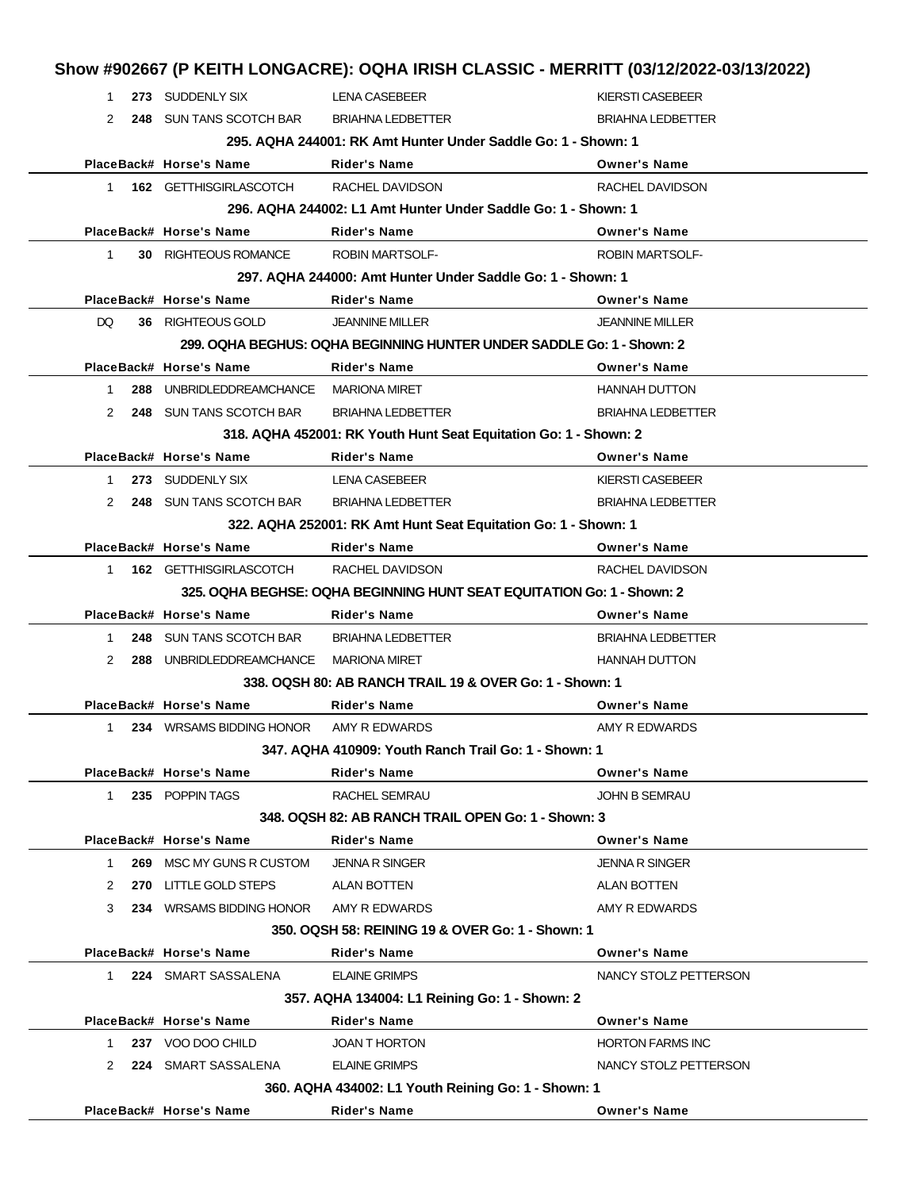# Show #902667 (P KEITH LONGACRE): OQHA IRISH CLASSIC - MERRITT (03/12/2022-03/13/2022)

| Place | Back# | Horse's Name | Rider's Name | Owner's Name |
|---|---|---|---|---|
| 1 | 273 | SUDDENLY SIX | LENA CASEBEER | KIERSTI CASEBEER |
| 2 | 248 | SUN TANS SCOTCH BAR | BRIAHNA LEDBETTER | BRIAHNA LEDBETTER |

### 295. AQHA 244001: RK Amt Hunter Under Saddle Go: 1 - Shown: 1

| Place | Back# | Horse's Name | Rider's Name | Owner's Name |
|---|---|---|---|---|
| 1 | 162 | GETTHISGIRLASCOTCH | RACHEL DAVIDSON | RACHEL DAVIDSON |

### 296. AQHA 244002: L1 Amt Hunter Under Saddle Go: 1 - Shown: 1

| Place | Back# | Horse's Name | Rider's Name | Owner's Name |
|---|---|---|---|---|
| 1 | 30 | RIGHTEOUS ROMANCE | ROBIN MARTSOLF- | ROBIN MARTSOLF- |

### 297. AQHA 244000: Amt Hunter Under Saddle Go: 1 - Shown: 1

| Place | Back# | Horse's Name | Rider's Name | Owner's Name |
|---|---|---|---|---|
| DQ | 36 | RIGHTEOUS GOLD | JEANNINE MILLER | JEANNINE MILLER |

### 299. OQHA BEGHUS: OQHA BEGINNING HUNTER UNDER SADDLE Go: 1 - Shown: 2

| Place | Back# | Horse's Name | Rider's Name | Owner's Name |
|---|---|---|---|---|
| 1 | 288 | UNBRIDLEDDREAMCHANCE | MARIONA MIRET | HANNAH DUTTON |
| 2 | 248 | SUN TANS SCOTCH BAR | BRIAHNA LEDBETTER | BRIAHNA LEDBETTER |

### 318. AQHA 452001: RK Youth Hunt Seat Equitation Go: 1 - Shown: 2

| Place | Back# | Horse's Name | Rider's Name | Owner's Name |
|---|---|---|---|---|
| 1 | 273 | SUDDENLY SIX | LENA CASEBEER | KIERSTI CASEBEER |
| 2 | 248 | SUN TANS SCOTCH BAR | BRIAHNA LEDBETTER | BRIAHNA LEDBETTER |

### 322. AQHA 252001: RK Amt Hunt Seat Equitation Go: 1 - Shown: 1

| Place | Back# | Horse's Name | Rider's Name | Owner's Name |
|---|---|---|---|---|
| 1 | 162 | GETTHISGIRLASCOTCH | RACHEL DAVIDSON | RACHEL DAVIDSON |

### 325. OQHA BEGHSE: OQHA BEGINNING HUNT SEAT EQUITATION Go: 1 - Shown: 2

| Place | Back# | Horse's Name | Rider's Name | Owner's Name |
|---|---|---|---|---|
| 1 | 248 | SUN TANS SCOTCH BAR | BRIAHNA LEDBETTER | BRIAHNA LEDBETTER |
| 2 | 288 | UNBRIDLEDDREAMCHANCE | MARIONA MIRET | HANNAH DUTTON |

### 338. OQSH 80: AB RANCH TRAIL 19 & OVER Go: 1 - Shown: 1

| Place | Back# | Horse's Name | Rider's Name | Owner's Name |
|---|---|---|---|---|
| 1 | 234 | WRSAMS BIDDING HONOR | AMY R EDWARDS | AMY R EDWARDS |

### 347. AQHA 410909: Youth Ranch Trail Go: 1 - Shown: 1

| Place | Back# | Horse's Name | Rider's Name | Owner's Name |
|---|---|---|---|---|
| 1 | 235 | POPPIN TAGS | RACHEL SEMRAU | JOHN B SEMRAU |

### 348. OQSH 82: AB RANCH TRAIL OPEN Go: 1 - Shown: 3

| Place | Back# | Horse's Name | Rider's Name | Owner's Name |
|---|---|---|---|---|
| 1 | 269 | MSC MY GUNS R CUSTOM | JENNA R SINGER | JENNA R SINGER |
| 2 | 270 | LITTLE GOLD STEPS | ALAN BOTTEN | ALAN BOTTEN |
| 3 | 234 | WRSAMS BIDDING HONOR | AMY R EDWARDS | AMY R EDWARDS |

### 350. OQSH 58: REINING 19 & OVER Go: 1 - Shown: 1

| Place | Back# | Horse's Name | Rider's Name | Owner's Name |
|---|---|---|---|---|
| 1 | 224 | SMART SASSALENA | ELAINE GRIMPS | NANCY STOLZ PETTERSON |

### 357. AQHA 134004: L1 Reining Go: 1 - Shown: 2

| Place | Back# | Horse's Name | Rider's Name | Owner's Name |
|---|---|---|---|---|
| 1 | 237 | VOO DOO CHILD | JOAN T HORTON | HORTON FARMS INC |
| 2 | 224 | SMART SASSALENA | ELAINE GRIMPS | NANCY STOLZ PETTERSON |

### 360. AQHA 434002: L1 Youth Reining Go: 1 - Shown: 1

| Place | Back# | Horse's Name | Rider's Name | Owner's Name |
|---|---|---|---|---|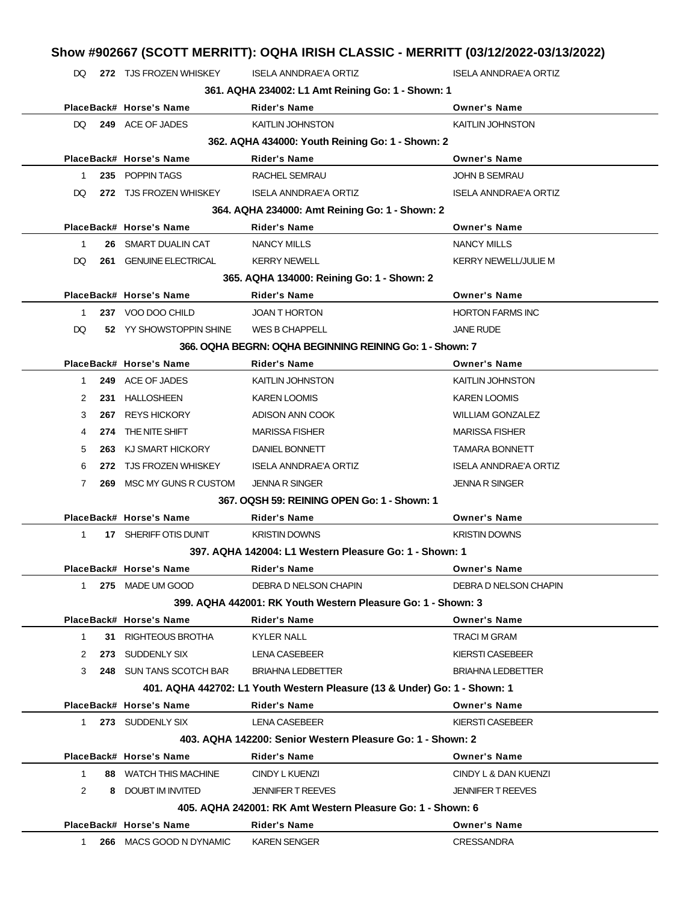# Show #902667 (SCOTT MERRITT): OQHA IRISH CLASSIC - MERRITT (03/12/2022-03/13/2022)

| Place | Back# | Horse's Name | Rider's Name | Owner's Name |
|---|---|---|---|---|
| DQ | 272 | TJS FROZEN WHISKEY | ISELA ANNDRAE'A ORTIZ | ISELA ANNDRAE'A ORTIZ |

### 361. AQHA 234002: L1 Amt Reining Go: 1 - Shown: 1

| Place | Back# | Horse's Name | Rider's Name | Owner's Name |
|---|---|---|---|---|
| DQ | 249 | ACE OF JADES | KAITLIN JOHNSTON | KAITLIN JOHNSTON |

### 362. AQHA 434000: Youth Reining Go: 1 - Shown: 2

| Place | Back# | Horse's Name | Rider's Name | Owner's Name |
|---|---|---|---|---|
| 1 | 235 | POPPIN TAGS | RACHEL SEMRAU | JOHN B SEMRAU |
| DQ | 272 | TJS FROZEN WHISKEY | ISELA ANNDRAE'A ORTIZ | ISELA ANNDRAE'A ORTIZ |

### 364. AQHA 234000: Amt Reining Go: 1 - Shown: 2

| Place | Back# | Horse's Name | Rider's Name | Owner's Name |
|---|---|---|---|---|
| 1 | 26 | SMART DUALIN CAT | NANCY MILLS | NANCY MILLS |
| DQ | 261 | GENUINE ELECTRICAL | KERRY NEWELL | KERRY NEWELL/JULIE M |

### 365. AQHA 134000: Reining Go: 1 - Shown: 2

| Place | Back# | Horse's Name | Rider's Name | Owner's Name |
|---|---|---|---|---|
| 1 | 237 | VOO DOO CHILD | JOAN T HORTON | HORTON FARMS INC |
| DQ | 52 | YY SHOWSTOPPIN SHINE | WES B CHAPPELL | JANE RUDE |

### 366. OQHA BEGRN: OQHA BEGINNING REINING Go: 1 - Shown: 7

| Place | Back# | Horse's Name | Rider's Name | Owner's Name |
|---|---|---|---|---|
| 1 | 249 | ACE OF JADES | KAITLIN JOHNSTON | KAITLIN JOHNSTON |
| 2 | 231 | HALLOSHEEN | KAREN LOOMIS | KAREN LOOMIS |
| 3 | 267 | REYS HICKORY | ADISON ANN COOK | WILLIAM GONZALEZ |
| 4 | 274 | THE NITE SHIFT | MARISSA FISHER | MARISSA FISHER |
| 5 | 263 | KJ SMART HICKORY | DANIEL BONNETT | TAMARA BONNETT |
| 6 | 272 | TJS FROZEN WHISKEY | ISELA ANNDRAE'A ORTIZ | ISELA ANNDRAE'A ORTIZ |
| 7 | 269 | MSC MY GUNS R CUSTOM | JENNA R SINGER | JENNA R SINGER |

### 367. OQSH 59: REINING OPEN Go: 1 - Shown: 1

| Place | Back# | Horse's Name | Rider's Name | Owner's Name |
|---|---|---|---|---|
| 1 | 17 | SHERIFF OTIS DUNIT | KRISTIN DOWNS | KRISTIN DOWNS |

### 397. AQHA 142004: L1 Western Pleasure Go: 1 - Shown: 1

| Place | Back# | Horse's Name | Rider's Name | Owner's Name |
|---|---|---|---|---|
| 1 | 275 | MADE UM GOOD | DEBRA D NELSON CHAPIN | DEBRA D NELSON CHAPIN |

### 399. AQHA 442001: RK Youth Western Pleasure Go: 1 - Shown: 3

| Place | Back# | Horse's Name | Rider's Name | Owner's Name |
|---|---|---|---|---|
| 1 | 31 | RIGHTEOUS BROTHA | KYLER NALL | TRACI M GRAM |
| 2 | 273 | SUDDENLY SIX | LENA CASEBEER | KIERSTI CASEBEER |
| 3 | 248 | SUN TANS SCOTCH BAR | BRIAHNA LEDBETTER | BRIAHNA LEDBETTER |

### 401. AQHA 442702: L1 Youth Western Pleasure (13 & Under) Go: 1 - Shown: 1

| Place | Back# | Horse's Name | Rider's Name | Owner's Name |
|---|---|---|---|---|
| 1 | 273 | SUDDENLY SIX | LENA CASEBEER | KIERSTI CASEBEER |

### 403. AQHA 142200: Senior Western Pleasure Go: 1 - Shown: 2

| Place | Back# | Horse's Name | Rider's Name | Owner's Name |
|---|---|---|---|---|
| 1 | 88 | WATCH THIS MACHINE | CINDY L KUENZI | CINDY L & DAN KUENZI |
| 2 | 8 | DOUBT IM INVITED | JENNIFER T REEVES | JENNIFER T REEVES |

### 405. AQHA 242001: RK Amt Western Pleasure Go: 1 - Shown: 6

| Place | Back# | Horse's Name | Rider's Name | Owner's Name |
|---|---|---|---|---|
| 1 | 266 | MACS GOOD N DYNAMIC | KAREN SENGER | CRESSANDRA |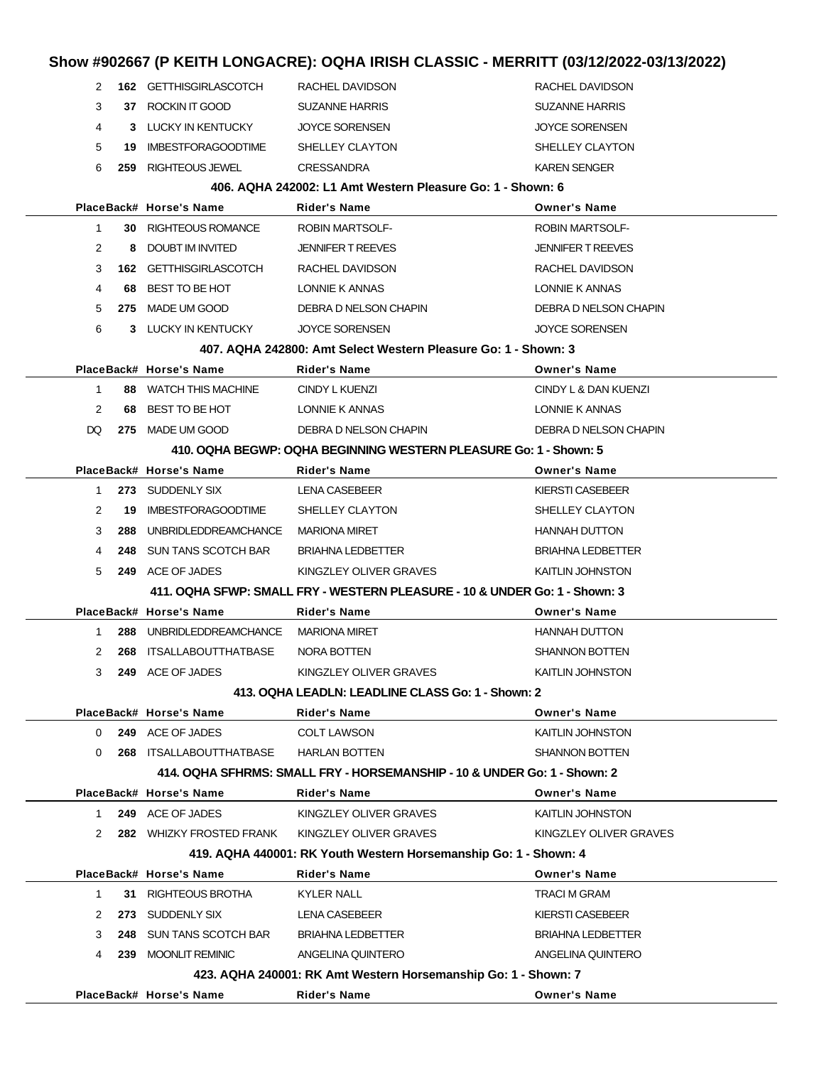## Show #902667 (P KEITH LONGACRE): OQHA IRISH CLASSIC - MERRITT (03/12/2022-03/13/2022)

| Place | Back# | Horse's Name | Rider's Name | Owner's Name |
|---|---|---|---|---|
| 2 | 162 | GETTHISGIRLASCOTCH | RACHEL DAVIDSON | RACHEL DAVIDSON |
| 3 | 37 | ROCKIN IT GOOD | SUZANNE HARRIS | SUZANNE HARRIS |
| 4 | 3 | LUCKY IN KENTUCKY | JOYCE SORENSEN | JOYCE SORENSEN |
| 5 | 19 | IMBESTFORAGOODTIME | SHELLEY CLAYTON | SHELLEY CLAYTON |
| 6 | 259 | RIGHTEOUS JEWEL | CRESSANDRA | KAREN SENGER |

### 406. AQHA 242002: L1 Amt Western Pleasure Go: 1 - Shown: 6

| Place | Back# | Horse's Name | Rider's Name | Owner's Name |
|---|---|---|---|---|
| 1 | 30 | RIGHTEOUS ROMANCE | ROBIN MARTSOLF- | ROBIN MARTSOLF- |
| 2 | 8 | DOUBT IM INVITED | JENNIFER T REEVES | JENNIFER T REEVES |
| 3 | 162 | GETTHISGIRLASCOTCH | RACHEL DAVIDSON | RACHEL DAVIDSON |
| 4 | 68 | BEST TO BE HOT | LONNIE K ANNAS | LONNIE K ANNAS |
| 5 | 275 | MADE UM GOOD | DEBRA D NELSON CHAPIN | DEBRA D NELSON CHAPIN |
| 6 | 3 | LUCKY IN KENTUCKY | JOYCE SORENSEN | JOYCE SORENSEN |

### 407. AQHA 242800: Amt Select Western Pleasure Go: 1 - Shown: 3

| Place | Back# | Horse's Name | Rider's Name | Owner's Name |
|---|---|---|---|---|
| 1 | 88 | WATCH THIS MACHINE | CINDY L KUENZI | CINDY L & DAN KUENZI |
| 2 | 68 | BEST TO BE HOT | LONNIE K ANNAS | LONNIE K ANNAS |
| DQ | 275 | MADE UM GOOD | DEBRA D NELSON CHAPIN | DEBRA D NELSON CHAPIN |

### 410. OQHA BEGWP: OQHA BEGINNING WESTERN PLEASURE Go: 1 - Shown: 5

| Place | Back# | Horse's Name | Rider's Name | Owner's Name |
|---|---|---|---|---|
| 1 | 273 | SUDDENLY SIX | LENA CASEBEER | KIERSTI CASEBEER |
| 2 | 19 | IMBESTFORAGOODTIME | SHELLEY CLAYTON | SHELLEY CLAYTON |
| 3 | 288 | UNBRIDLEDDREAMCHANCE | MARIONA MIRET | HANNAH DUTTON |
| 4 | 248 | SUN TANS SCOTCH BAR | BRIAHNA LEDBETTER | BRIAHNA LEDBETTER |
| 5 | 249 | ACE OF JADES | KINGZLEY OLIVER GRAVES | KAITLIN JOHNSTON |

### 411. OQHA SFWP: SMALL FRY - WESTERN PLEASURE - 10 & UNDER Go: 1 - Shown: 3

| Place | Back# | Horse's Name | Rider's Name | Owner's Name |
|---|---|---|---|---|
| 1 | 288 | UNBRIDLEDDREAMCHANCE | MARIONA MIRET | HANNAH DUTTON |
| 2 | 268 | ITSALLABOUTTHATBASE | NORA BOTTEN | SHANNON BOTTEN |
| 3 | 249 | ACE OF JADES | KINGZLEY OLIVER GRAVES | KAITLIN JOHNSTON |

### 413. OQHA LEADLN: LEADLINE CLASS Go: 1 - Shown: 2

| Place | Back# | Horse's Name | Rider's Name | Owner's Name |
|---|---|---|---|---|
| 0 | 249 | ACE OF JADES | COLT LAWSON | KAITLIN JOHNSTON |
| 0 | 268 | ITSALLABOUTTHATBASE | HARLAN BOTTEN | SHANNON BOTTEN |

### 414. OQHA SFHRMS: SMALL FRY - HORSEMANSHIP - 10 & UNDER Go: 1 - Shown: 2

| Place | Back# | Horse's Name | Rider's Name | Owner's Name |
|---|---|---|---|---|
| 1 | 249 | ACE OF JADES | KINGZLEY OLIVER GRAVES | KAITLIN JOHNSTON |
| 2 | 282 | WHIZKY FROSTED FRANK | KINGZLEY OLIVER GRAVES | KINGZLEY OLIVER GRAVES |

### 419. AQHA 440001: RK Youth Western Horsemanship Go: 1 - Shown: 4

| Place | Back# | Horse's Name | Rider's Name | Owner's Name |
|---|---|---|---|---|
| 1 | 31 | RIGHTEOUS BROTHA | KYLER NALL | TRACI M GRAM |
| 2 | 273 | SUDDENLY SIX | LENA CASEBEER | KIERSTI CASEBEER |
| 3 | 248 | SUN TANS SCOTCH BAR | BRIAHNA LEDBETTER | BRIAHNA LEDBETTER |
| 4 | 239 | MOONLIT REMINIC | ANGELINA QUINTERO | ANGELINA QUINTERO |

### 423. AQHA 240001: RK Amt Western Horsemanship Go: 1 - Shown: 7

| Place | Back# | Horse's Name | Rider's Name | Owner's Name |
|---|---|---|---|---|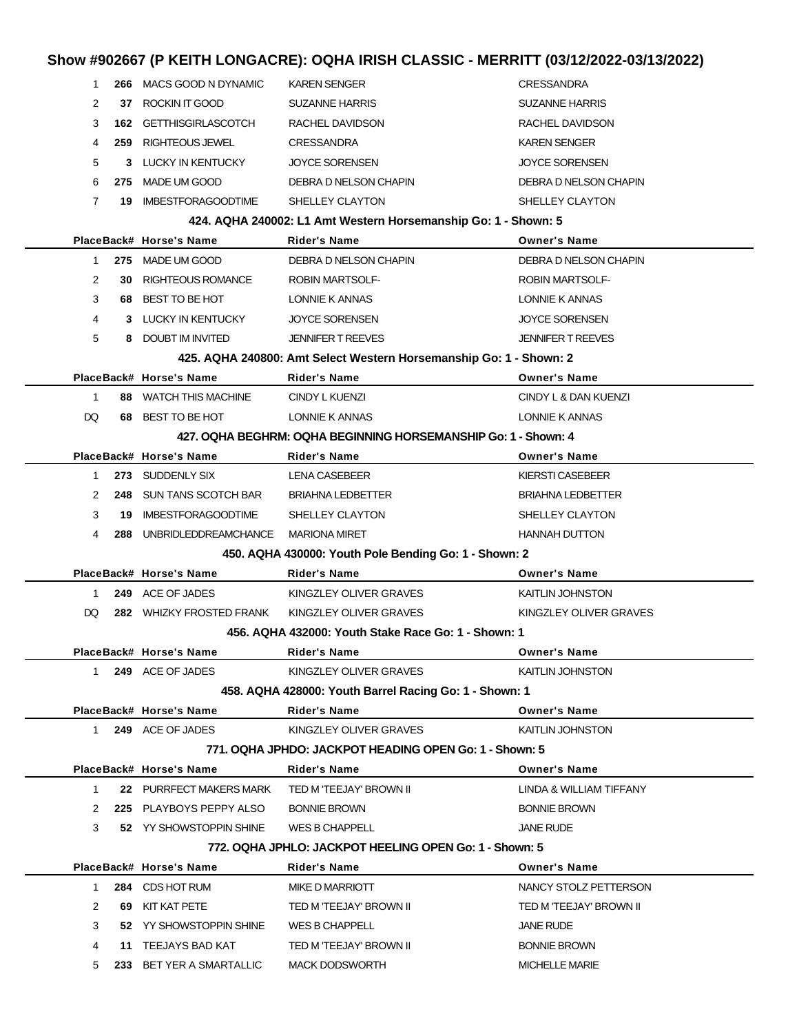# Show #902667 (P KEITH LONGACRE): OQHA IRISH CLASSIC - MERRITT (03/12/2022-03/13/2022)

| Place | Back# | Horse's Name | Rider's Name | Owner's Name |
|---|---|---|---|---|
| 1 | **266** | MACS GOOD N DYNAMIC | KAREN SENGER | CRESSANDRA |
| 2 | **37** | ROCKIN IT GOOD | SUZANNE HARRIS | SUZANNE HARRIS |
| 3 | **162** | GETTHISGIRLASCOTCH | RACHEL DAVIDSON | RACHEL DAVIDSON |
| 4 | **259** | RIGHTEOUS JEWEL | CRESSANDRA | KAREN SENGER |
| 5 | **3** | LUCKY IN KENTUCKY | JOYCE SORENSEN | JOYCE SORENSEN |
| 6 | **275** | MADE UM GOOD | DEBRA D NELSON CHAPIN | DEBRA D NELSON CHAPIN |
| 7 | **19** | IMBESTFORAGOODTIME | SHELLEY CLAYTON | SHELLEY CLAYTON |

### 424. AQHA 240002: L1 Amt Western Horsemanship Go: 1 - Shown: 5

| Place | Back# | Horse's Name | Rider's Name | Owner's Name |
|---|---|---|---|---|
| 1 | **275** | MADE UM GOOD | DEBRA D NELSON CHAPIN | DEBRA D NELSON CHAPIN |
| 2 | **30** | RIGHTEOUS ROMANCE | ROBIN MARTSOLF- | ROBIN MARTSOLF- |
| 3 | **68** | BEST TO BE HOT | LONNIE K ANNAS | LONNIE K ANNAS |
| 4 | **3** | LUCKY IN KENTUCKY | JOYCE SORENSEN | JOYCE SORENSEN |
| 5 | **8** | DOUBT IM INVITED | JENNIFER T REEVES | JENNIFER T REEVES |

### 425. AQHA 240800: Amt Select Western Horsemanship Go: 1 - Shown: 2

| Place | Back# | Horse's Name | Rider's Name | Owner's Name |
|---|---|---|---|---|
| 1 | **88** | WATCH THIS MACHINE | CINDY L KUENZI | CINDY L & DAN KUENZI |
| DQ | **68** | BEST TO BE HOT | LONNIE K ANNAS | LONNIE K ANNAS |

### 427. OQHA BEGHRM: OQHA BEGINNING HORSEMANSHIP Go: 1 - Shown: 4

| Place | Back# | Horse's Name | Rider's Name | Owner's Name |
|---|---|---|---|---|
| 1 | **273** | SUDDENLY SIX | LENA CASEBEER | KIERSTI CASEBEER |
| 2 | **248** | SUN TANS SCOTCH BAR | BRIAHNA LEDBETTER | BRIAHNA LEDBETTER |
| 3 | **19** | IMBESTFORAGOODTIME | SHELLEY CLAYTON | SHELLEY CLAYTON |
| 4 | **288** | UNBRIDLEDDREAMCHANCE | MARIONA MIRET | HANNAH DUTTON |

### 450. AQHA 430000: Youth Pole Bending Go: 1 - Shown: 2

| Place | Back# | Horse's Name | Rider's Name | Owner's Name |
|---|---|---|---|---|
| 1 | **249** | ACE OF JADES | KINGZLEY OLIVER GRAVES | KAITLIN JOHNSTON |
| DQ | **282** | WHIZKY FROSTED FRANK | KINGZLEY OLIVER GRAVES | KINGZLEY OLIVER GRAVES |

### 456. AQHA 432000: Youth Stake Race Go: 1 - Shown: 1

| Place | Back# | Horse's Name | Rider's Name | Owner's Name |
|---|---|---|---|---|
| 1 | **249** | ACE OF JADES | KINGZLEY OLIVER GRAVES | KAITLIN JOHNSTON |

### 458. AQHA 428000: Youth Barrel Racing Go: 1 - Shown: 1

| Place | Back# | Horse's Name | Rider's Name | Owner's Name |
|---|---|---|---|---|
| 1 | **249** | ACE OF JADES | KINGZLEY OLIVER GRAVES | KAITLIN JOHNSTON |

### 771. OQHA JPHDO: JACKPOT HEADING OPEN Go: 1 - Shown: 5

| Place | Back# | Horse's Name | Rider's Name | Owner's Name |
|---|---|---|---|---|
| 1 | **22** | PURRFECT MAKERS MARK | TED M 'TEEJAY' BROWN II | LINDA & WILLIAM TIFFANY |
| 2 | **225** | PLAYBOYS PEPPY ALSO | BONNIE BROWN | BONNIE BROWN |
| 3 | **52** | YY SHOWSTOPPIN SHINE | WES B CHAPPELL | JANE RUDE |

### 772. OQHA JPHLO: JACKPOT HEELING OPEN Go: 1 - Shown: 5

| Place | Back# | Horse's Name | Rider's Name | Owner's Name |
|---|---|---|---|---|
| 1 | **284** | CDS HOT RUM | MIKE D MARRIOTT | NANCY STOLZ PETTERSON |
| 2 | **69** | KIT KAT PETE | TED M 'TEEJAY' BROWN II | TED M 'TEEJAY' BROWN II |
| 3 | **52** | YY SHOWSTOPPIN SHINE | WES B CHAPPELL | JANE RUDE |
| 4 | **11** | TEEJAYS BAD KAT | TED M 'TEEJAY' BROWN II | BONNIE BROWN |
| 5 | **233** | BET YER A SMARTALLIC | MACK DODSWORTH | MICHELLE MARIE |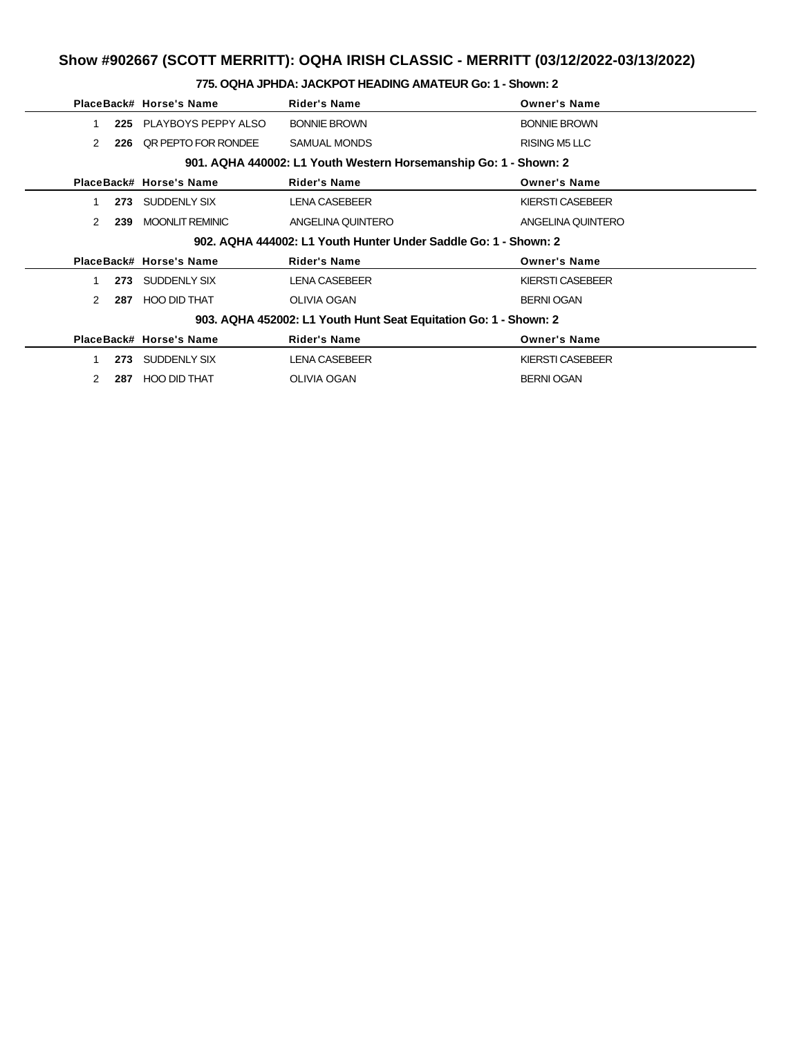# Show #902667 (SCOTT MERRITT): OQHA IRISH CLASSIC - MERRITT (03/12/2022-03/13/2022)

### 775. OQHA JPHDA: JACKPOT HEADING AMATEUR Go: 1 - Shown: 2

| Place | Back# | Horse's Name | Rider's Name | Owner's Name |
|---|---|---|---|---|
| 1 | **225** | PLAYBOYS PEPPY ALSO | BONNIE BROWN | BONNIE BROWN |
| 2 | **226** | QR PEPTO FOR RONDEE | SAMUAL MONDS | RISING M5 LLC |

### 901. AQHA 440002: L1 Youth Western Horsemanship Go: 1 - Shown: 2

| Place | Back# | Horse's Name | Rider's Name | Owner's Name |
|---|---|---|---|---|
| 1 | **273** | SUDDENLY SIX | LENA CASEBEER | KIERSTI CASEBEER |
| 2 | **239** | MOONLIT REMINIC | ANGELINA QUINTERO | ANGELINA QUINTERO |

### 902. AQHA 444002: L1 Youth Hunter Under Saddle Go: 1 - Shown: 2

| Place | Back# | Horse's Name | Rider's Name | Owner's Name |
|---|---|---|---|---|
| 1 | **273** | SUDDENLY SIX | LENA CASEBEER | KIERSTI CASEBEER |
| 2 | **287** | HOO DID THAT | OLIVIA OGAN | BERNI OGAN |

### 903. AQHA 452002: L1 Youth Hunt Seat Equitation Go: 1 - Shown: 2

| Place | Back# | Horse's Name | Rider's Name | Owner's Name |
|---|---|---|---|---|
| 1 | **273** | SUDDENLY SIX | LENA CASEBEER | KIERSTI CASEBEER |
| 2 | **287** | HOO DID THAT | OLIVIA OGAN | BERNI OGAN |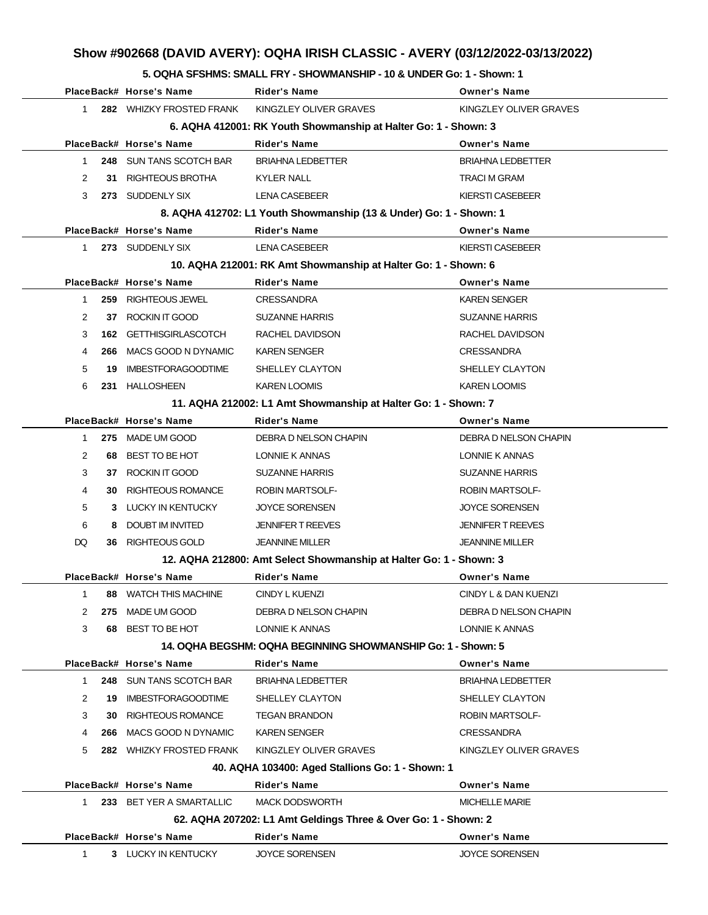# Show #902668 (DAVID AVERY): OQHA IRISH CLASSIC - AVERY (03/12/2022-03/13/2022)

### 5. OQHA SFSHMS: SMALL FRY - SHOWMANSHIP - 10 & UNDER Go: 1 - Shown: 1

| Place | Back# | Horse's Name | Rider's Name | Owner's Name |
|---|---|---|---|---|
| 1 | 282 | WHIZKY FROSTED FRANK | KINGZLEY OLIVER GRAVES | KINGZLEY OLIVER GRAVES |

### 6. AQHA 412001: RK Youth Showmanship at Halter Go: 1 - Shown: 3

| Place | Back# | Horse's Name | Rider's Name | Owner's Name |
|---|---|---|---|---|
| 1 | 248 | SUN TANS SCOTCH BAR | BRIAHNA LEDBETTER | BRIAHNA LEDBETTER |
| 2 | 31 | RIGHTEOUS BROTHA | KYLER NALL | TRACI M GRAM |
| 3 | 273 | SUDDENLY SIX | LENA CASEBEER | KIERSTI CASEBEER |

### 8. AQHA 412702: L1 Youth Showmanship (13 & Under) Go: 1 - Shown: 1

| Place | Back# | Horse's Name | Rider's Name | Owner's Name |
|---|---|---|---|---|
| 1 | 273 | SUDDENLY SIX | LENA CASEBEER | KIERSTI CASEBEER |

### 10. AQHA 212001: RK Amt Showmanship at Halter Go: 1 - Shown: 6

| Place | Back# | Horse's Name | Rider's Name | Owner's Name |
|---|---|---|---|---|
| 1 | 259 | RIGHTEOUS JEWEL | CRESSANDRA | KAREN SENGER |
| 2 | 37 | ROCKIN IT GOOD | SUZANNE HARRIS | SUZANNE HARRIS |
| 3 | 162 | GETTHISGIRLASCOTCH | RACHEL DAVIDSON | RACHEL DAVIDSON |
| 4 | 266 | MACS GOOD N DYNAMIC | KAREN SENGER | CRESSANDRA |
| 5 | 19 | IMBESTFORAGOODTIME | SHELLEY CLAYTON | SHELLEY CLAYTON |
| 6 | 231 | HALLOSHEEN | KAREN LOOMIS | KAREN LOOMIS |

### 11. AQHA 212002: L1 Amt Showmanship at Halter Go: 1 - Shown: 7

| Place | Back# | Horse's Name | Rider's Name | Owner's Name |
|---|---|---|---|---|
| 1 | 275 | MADE UM GOOD | DEBRA D NELSON CHAPIN | DEBRA D NELSON CHAPIN |
| 2 | 68 | BEST TO BE HOT | LONNIE K ANNAS | LONNIE K ANNAS |
| 3 | 37 | ROCKIN IT GOOD | SUZANNE HARRIS | SUZANNE HARRIS |
| 4 | 30 | RIGHTEOUS ROMANCE | ROBIN MARTSOLF- | ROBIN MARTSOLF- |
| 5 | 3 | LUCKY IN KENTUCKY | JOYCE SORENSEN | JOYCE SORENSEN |
| 6 | 8 | DOUBT IM INVITED | JENNIFER T REEVES | JENNIFER T REEVES |
| DQ | 36 | RIGHTEOUS GOLD | JEANNINE MILLER | JEANNINE MILLER |

### 12. AQHA 212800: Amt Select Showmanship at Halter Go: 1 - Shown: 3

| Place | Back# | Horse's Name | Rider's Name | Owner's Name |
|---|---|---|---|---|
| 1 | 88 | WATCH THIS MACHINE | CINDY L KUENZI | CINDY L & DAN KUENZI |
| 2 | 275 | MADE UM GOOD | DEBRA D NELSON CHAPIN | DEBRA D NELSON CHAPIN |
| 3 | 68 | BEST TO BE HOT | LONNIE K ANNAS | LONNIE K ANNAS |

### 14. OQHA BEGSHM: OQHA BEGINNING SHOWMANSHIP Go: 1 - Shown: 5

| Place | Back# | Horse's Name | Rider's Name | Owner's Name |
|---|---|---|---|---|
| 1 | 248 | SUN TANS SCOTCH BAR | BRIAHNA LEDBETTER | BRIAHNA LEDBETTER |
| 2 | 19 | IMBESTFORAGOODTIME | SHELLEY CLAYTON | SHELLEY CLAYTON |
| 3 | 30 | RIGHTEOUS ROMANCE | TEGAN BRANDON | ROBIN MARTSOLF- |
| 4 | 266 | MACS GOOD N DYNAMIC | KAREN SENGER | CRESSANDRA |
| 5 | 282 | WHIZKY FROSTED FRANK | KINGZLEY OLIVER GRAVES | KINGZLEY OLIVER GRAVES |

### 40. AQHA 103400: Aged Stallions Go: 1 - Shown: 1

| Place | Back# | Horse's Name | Rider's Name | Owner's Name |
|---|---|---|---|---|
| 1 | 233 | BET YER A SMARTALLIC | MACK DODSWORTH | MICHELLE MARIE |

### 62. AQHA 207202: L1 Amt Geldings Three & Over Go: 1 - Shown: 2

| Place | Back# | Horse's Name | Rider's Name | Owner's Name |
|---|---|---|---|---|
| 1 | 3 | LUCKY IN KENTUCKY | JOYCE SORENSEN | JOYCE SORENSEN |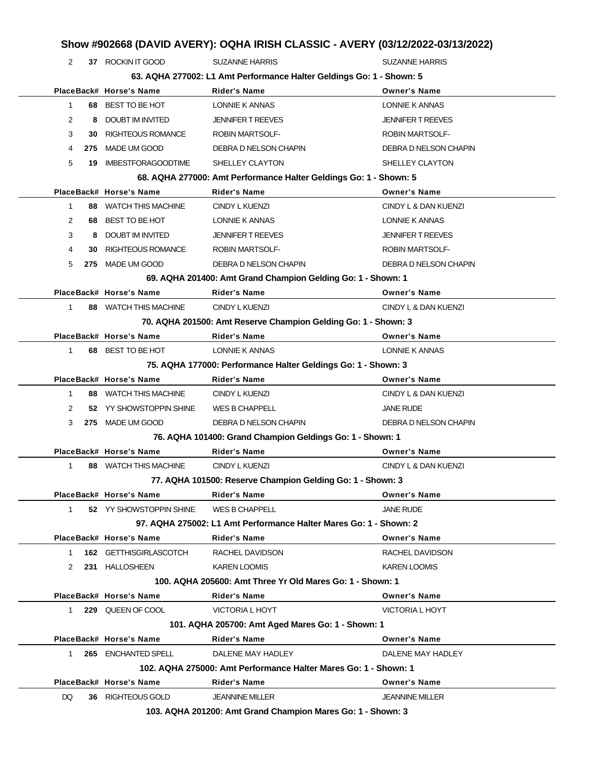# Show #902668 (DAVID AVERY): OQHA IRISH CLASSIC - AVERY (03/12/2022-03/13/2022)

| Place | Back# | Horse's Name | Rider's Name | Owner's Name |
|---|---|---|---|---|
| 2 | 37 | ROCKIN IT GOOD | SUZANNE HARRIS | SUZANNE HARRIS |

### 63. AQHA 277002: L1 Amt Performance Halter Geldings Go: 1 - Shown: 5

| Place | Back# | Horse's Name | Rider's Name | Owner's Name |
|---|---|---|---|---|
| 1 | 68 | BEST TO BE HOT | LONNIE K ANNAS | LONNIE K ANNAS |
| 2 | 8 | DOUBT IM INVITED | JENNIFER T REEVES | JENNIFER T REEVES |
| 3 | 30 | RIGHTEOUS ROMANCE | ROBIN MARTSOLF- | ROBIN MARTSOLF- |
| 4 | 275 | MADE UM GOOD | DEBRA D NELSON CHAPIN | DEBRA D NELSON CHAPIN |
| 5 | 19 | IMBESTFORAGOODTIME | SHELLEY CLAYTON | SHELLEY CLAYTON |

### 68. AQHA 277000: Amt Performance Halter Geldings Go: 1 - Shown: 5

| Place | Back# | Horse's Name | Rider's Name | Owner's Name |
|---|---|---|---|---|
| 1 | 88 | WATCH THIS MACHINE | CINDY L KUENZI | CINDY L & DAN KUENZI |
| 2 | 68 | BEST TO BE HOT | LONNIE K ANNAS | LONNIE K ANNAS |
| 3 | 8 | DOUBT IM INVITED | JENNIFER T REEVES | JENNIFER T REEVES |
| 4 | 30 | RIGHTEOUS ROMANCE | ROBIN MARTSOLF- | ROBIN MARTSOLF- |
| 5 | 275 | MADE UM GOOD | DEBRA D NELSON CHAPIN | DEBRA D NELSON CHAPIN |

### 69. AQHA 201400: Amt Grand Champion Gelding Go: 1 - Shown: 1

| Place | Back# | Horse's Name | Rider's Name | Owner's Name |
|---|---|---|---|---|
| 1 | 88 | WATCH THIS MACHINE | CINDY L KUENZI | CINDY L & DAN KUENZI |

### 70. AQHA 201500: Amt Reserve Champion Gelding Go: 1 - Shown: 3

| Place | Back# | Horse's Name | Rider's Name | Owner's Name |
|---|---|---|---|---|
| 1 | 68 | BEST TO BE HOT | LONNIE K ANNAS | LONNIE K ANNAS |

### 75. AQHA 177000: Performance Halter Geldings Go: 1 - Shown: 3

| Place | Back# | Horse's Name | Rider's Name | Owner's Name |
|---|---|---|---|---|
| 1 | 88 | WATCH THIS MACHINE | CINDY L KUENZI | CINDY L & DAN KUENZI |
| 2 | 52 | YY SHOWSTOPPIN SHINE | WES B CHAPPELL | JANE RUDE |
| 3 | 275 | MADE UM GOOD | DEBRA D NELSON CHAPIN | DEBRA D NELSON CHAPIN |

### 76. AQHA 101400: Grand Champion Geldings Go: 1 - Shown: 1

| Place | Back# | Horse's Name | Rider's Name | Owner's Name |
|---|---|---|---|---|
| 1 | 88 | WATCH THIS MACHINE | CINDY L KUENZI | CINDY L & DAN KUENZI |

### 77. AQHA 101500: Reserve Champion Gelding Go: 1 - Shown: 3

| Place | Back# | Horse's Name | Rider's Name | Owner's Name |
|---|---|---|---|---|
| 1 | 52 | YY SHOWSTOPPIN SHINE | WES B CHAPPELL | JANE RUDE |

### 97. AQHA 275002: L1 Amt Performance Halter Mares Go: 1 - Shown: 2

| Place | Back# | Horse's Name | Rider's Name | Owner's Name |
|---|---|---|---|---|
| 1 | 162 | GETTHISGIRLASCOTCH | RACHEL DAVIDSON | RACHEL DAVIDSON |
| 2 | 231 | HALLOSHEEN | KAREN LOOMIS | KAREN LOOMIS |

### 100. AQHA 205600: Amt Three Yr Old Mares Go: 1 - Shown: 1

| Place | Back# | Horse's Name | Rider's Name | Owner's Name |
|---|---|---|---|---|
| 1 | 229 | QUEEN OF COOL | VICTORIA L HOYT | VICTORIA L HOYT |

### 101. AQHA 205700: Amt Aged Mares Go: 1 - Shown: 1

| Place | Back# | Horse's Name | Rider's Name | Owner's Name |
|---|---|---|---|---|
| 1 | 265 | ENCHANTED SPELL | DALENE MAY HADLEY | DALENE MAY HADLEY |

### 102. AQHA 275000: Amt Performance Halter Mares Go: 1 - Shown: 1

| Place | Back# | Horse's Name | Rider's Name | Owner's Name |
|---|---|---|---|---|
| DQ | 36 | RIGHTEOUS GOLD | JEANNINE MILLER | JEANNINE MILLER |

### 103. AQHA 201200: Amt Grand Champion Mares Go: 1 - Shown: 3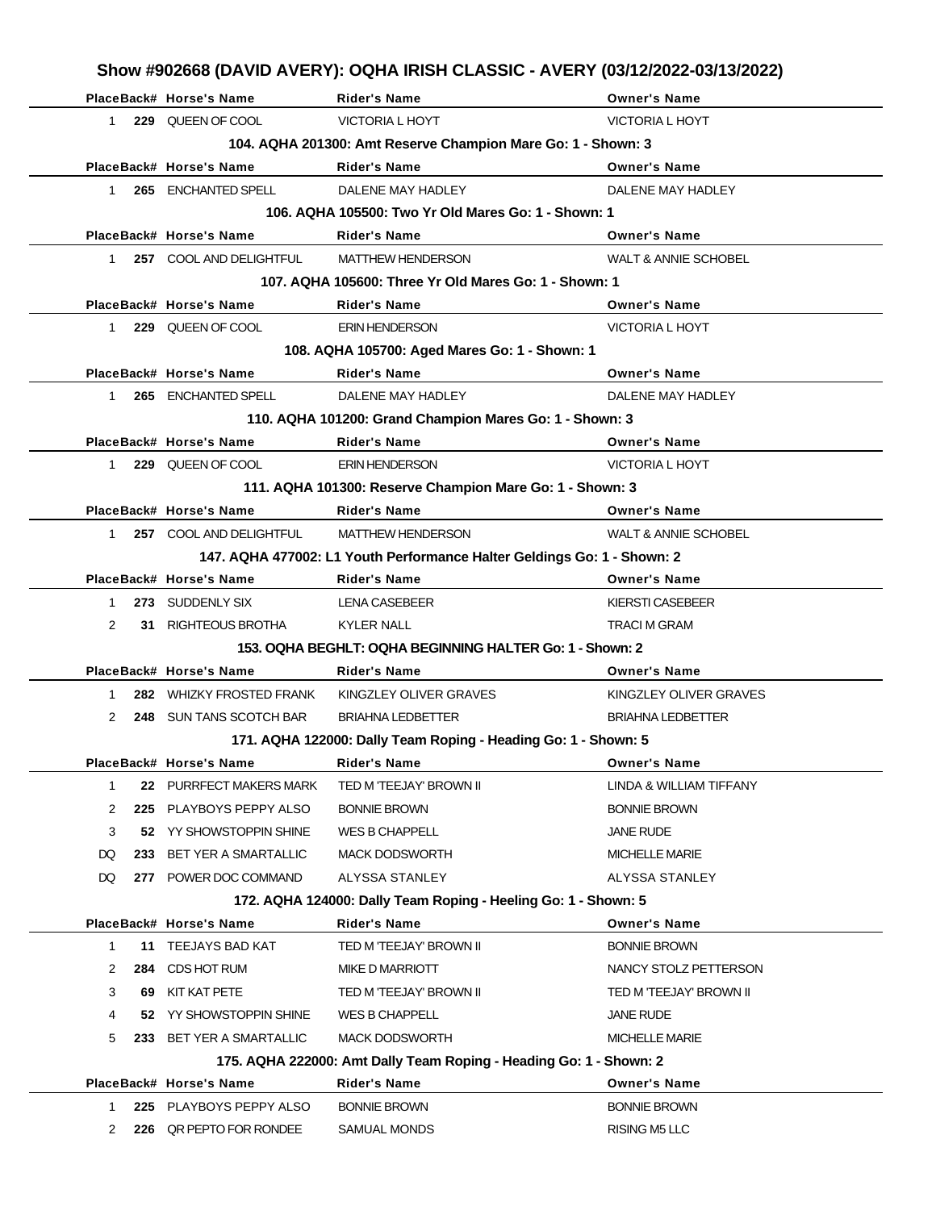## Show #902668 (DAVID AVERY): OQHA IRISH CLASSIC - AVERY (03/12/2022-03/13/2022)

| Place | Back# | Horse's Name | Rider's Name | Owner's Name |
|---|---|---|---|---|
| 1 | 229 | QUEEN OF COOL | VICTORIA L HOYT | VICTORIA L HOYT |

### 104. AQHA 201300: Amt Reserve Champion Mare Go: 1 - Shown: 3

| Place | Back# | Horse's Name | Rider's Name | Owner's Name |
|---|---|---|---|---|
| 1 | 265 | ENCHANTED SPELL | DALENE MAY HADLEY | DALENE MAY HADLEY |

### 106. AQHA 105500: Two Yr Old Mares Go: 1 - Shown: 1

| Place | Back# | Horse's Name | Rider's Name | Owner's Name |
|---|---|---|---|---|
| 1 | 257 | COOL AND DELIGHTFUL | MATTHEW HENDERSON | WALT & ANNIE SCHOBEL |

### 107. AQHA 105600: Three Yr Old Mares Go: 1 - Shown: 1

| Place | Back# | Horse's Name | Rider's Name | Owner's Name |
|---|---|---|---|---|
| 1 | 229 | QUEEN OF COOL | ERIN HENDERSON | VICTORIA L HOYT |

### 108. AQHA 105700: Aged Mares Go: 1 - Shown: 1

| Place | Back# | Horse's Name | Rider's Name | Owner's Name |
|---|---|---|---|---|
| 1 | 265 | ENCHANTED SPELL | DALENE MAY HADLEY | DALENE MAY HADLEY |

### 110. AQHA 101200: Grand Champion Mares Go: 1 - Shown: 3

| Place | Back# | Horse's Name | Rider's Name | Owner's Name |
|---|---|---|---|---|
| 1 | 229 | QUEEN OF COOL | ERIN HENDERSON | VICTORIA L HOYT |

### 111. AQHA 101300: Reserve Champion Mare Go: 1 - Shown: 3

| Place | Back# | Horse's Name | Rider's Name | Owner's Name |
|---|---|---|---|---|
| 1 | 257 | COOL AND DELIGHTFUL | MATTHEW HENDERSON | WALT & ANNIE SCHOBEL |

### 147. AQHA 477002: L1 Youth Performance Halter Geldings Go: 1 - Shown: 2

| Place | Back# | Horse's Name | Rider's Name | Owner's Name |
|---|---|---|---|---|
| 1 | 273 | SUDDENLY SIX | LENA CASEBEER | KIERSTI CASEBEER |
| 2 | 31 | RIGHTEOUS BROTHA | KYLER NALL | TRACI M GRAM |

### 153. OQHA BEGHLT: OQHA BEGINNING HALTER Go: 1 - Shown: 2

| Place | Back# | Horse's Name | Rider's Name | Owner's Name |
|---|---|---|---|---|
| 1 | 282 | WHIZKY FROSTED FRANK | KINGZLEY OLIVER GRAVES | KINGZLEY OLIVER GRAVES |
| 2 | 248 | SUN TANS SCOTCH BAR | BRIAHNA LEDBETTER | BRIAHNA LEDBETTER |

### 171. AQHA 122000: Dally Team Roping - Heading Go: 1 - Shown: 5

| Place | Back# | Horse's Name | Rider's Name | Owner's Name |
|---|---|---|---|---|
| 1 | 22 | PURRFECT MAKERS MARK | TED M 'TEEJAY' BROWN II | LINDA & WILLIAM TIFFANY |
| 2 | 225 | PLAYBOYS PEPPY ALSO | BONNIE BROWN | BONNIE BROWN |
| 3 | 52 | YY SHOWSTOPPIN SHINE | WES B CHAPPELL | JANE RUDE |
| DQ | 233 | BET YER A SMARTALLIC | MACK DODSWORTH | MICHELLE MARIE |
| DQ | 277 | POWER DOC COMMAND | ALYSSA STANLEY | ALYSSA STANLEY |

### 172. AQHA 124000: Dally Team Roping - Heeling Go: 1 - Shown: 5

| Place | Back# | Horse's Name | Rider's Name | Owner's Name |
|---|---|---|---|---|
| 1 | 11 | TEEJAYS BAD KAT | TED M 'TEEJAY' BROWN II | BONNIE BROWN |
| 2 | 284 | CDS HOT RUM | MIKE D MARRIOTT | NANCY STOLZ PETTERSON |
| 3 | 69 | KIT KAT PETE | TED M 'TEEJAY' BROWN II | TED M 'TEEJAY' BROWN II |
| 4 | 52 | YY SHOWSTOPPIN SHINE | WES B CHAPPELL | JANE RUDE |
| 5 | 233 | BET YER A SMARTALLIC | MACK DODSWORTH | MICHELLE MARIE |

### 175. AQHA 222000: Amt Dally Team Roping - Heading Go: 1 - Shown: 2

| Place | Back# | Horse's Name | Rider's Name | Owner's Name |
|---|---|---|---|---|
| 1 | 225 | PLAYBOYS PEPPY ALSO | BONNIE BROWN | BONNIE BROWN |
| 2 | 226 | QR PEPTO FOR RONDEE | SAMUAL MONDS | RISING M5 LLC |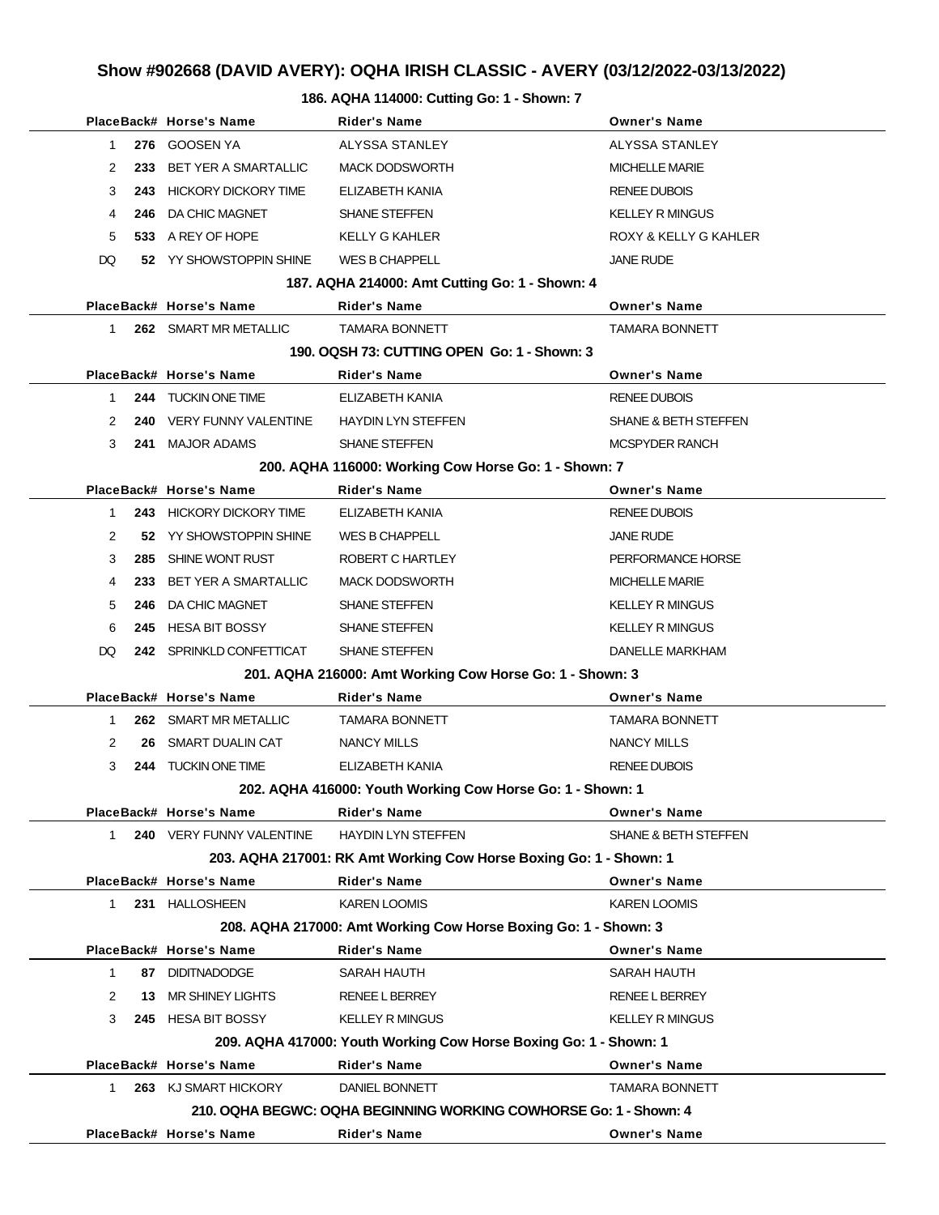# Show #902668 (DAVID AVERY): OQHA IRISH CLASSIC - AVERY (03/12/2022-03/13/2022)

### 186. AQHA 114000: Cutting Go: 1 - Shown: 7

| Place | Back# | Horse's Name | Rider's Name | Owner's Name |
|---|---|---|---|---|
| 1 | 276 | GOOSEN YA | ALYSSA STANLEY | ALYSSA STANLEY |
| 2 | 233 | BET YER A SMARTALLIC | MACK DODSWORTH | MICHELLE MARIE |
| 3 | 243 | HICKORY DICKORY TIME | ELIZABETH KANIA | RENEE DUBOIS |
| 4 | 246 | DA CHIC MAGNET | SHANE STEFFEN | KELLEY R MINGUS |
| 5 | 533 | A REY OF HOPE | KELLY G KAHLER | ROXY & KELLY G KAHLER |
| DQ | 52 | YY SHOWSTOPPIN SHINE | WES B CHAPPELL | JANE RUDE |

### 187. AQHA 214000: Amt Cutting Go: 1 - Shown: 4

| Place | Back# | Horse's Name | Rider's Name | Owner's Name |
|---|---|---|---|---|
| 1 | 262 | SMART MR METALLIC | TAMARA BONNETT | TAMARA BONNETT |

### 190. OQSH 73: CUTTING OPEN Go: 1 - Shown: 3

| Place | Back# | Horse's Name | Rider's Name | Owner's Name |
|---|---|---|---|---|
| 1 | 244 | TUCKIN ONE TIME | ELIZABETH KANIA | RENEE DUBOIS |
| 2 | 240 | VERY FUNNY VALENTINE | HAYDIN LYN STEFFEN | SHANE & BETH STEFFEN |
| 3 | 241 | MAJOR ADAMS | SHANE STEFFEN | MCSPYDER RANCH |

### 200. AQHA 116000: Working Cow Horse Go: 1 - Shown: 7

| Place | Back# | Horse's Name | Rider's Name | Owner's Name |
|---|---|---|---|---|
| 1 | 243 | HICKORY DICKORY TIME | ELIZABETH KANIA | RENEE DUBOIS |
| 2 | 52 | YY SHOWSTOPPIN SHINE | WES B CHAPPELL | JANE RUDE |
| 3 | 285 | SHINE WONT RUST | ROBERT C HARTLEY | PERFORMANCE HORSE |
| 4 | 233 | BET YER A SMARTALLIC | MACK DODSWORTH | MICHELLE MARIE |
| 5 | 246 | DA CHIC MAGNET | SHANE STEFFEN | KELLEY R MINGUS |
| 6 | 245 | HESA BIT BOSSY | SHANE STEFFEN | KELLEY R MINGUS |
| DQ | 242 | SPRINKLD CONFETTICAT | SHANE STEFFEN | DANELLE MARKHAM |

### 201. AQHA 216000: Amt Working Cow Horse Go: 1 - Shown: 3

| Place | Back# | Horse's Name | Rider's Name | Owner's Name |
|---|---|---|---|---|
| 1 | 262 | SMART MR METALLIC | TAMARA BONNETT | TAMARA BONNETT |
| 2 | 26 | SMART DUALIN CAT | NANCY MILLS | NANCY MILLS |
| 3 | 244 | TUCKIN ONE TIME | ELIZABETH KANIA | RENEE DUBOIS |

### 202. AQHA 416000: Youth Working Cow Horse Go: 1 - Shown: 1

| Place | Back# | Horse's Name | Rider's Name | Owner's Name |
|---|---|---|---|---|
| 1 | 240 | VERY FUNNY VALENTINE | HAYDIN LYN STEFFEN | SHANE & BETH STEFFEN |

### 203. AQHA 217001: RK Amt Working Cow Horse Boxing Go: 1 - Shown: 1

| Place | Back# | Horse's Name | Rider's Name | Owner's Name |
|---|---|---|---|---|
| 1 | 231 | HALLOSHEEN | KAREN LOOMIS | KAREN LOOMIS |

### 208. AQHA 217000: Amt Working Cow Horse Boxing Go: 1 - Shown: 3

| Place | Back# | Horse's Name | Rider's Name | Owner's Name |
|---|---|---|---|---|
| 1 | 87 | DIDITNADODGE | SARAH HAUTH | SARAH HAUTH |
| 2 | 13 | MR SHINEY LIGHTS | RENEE L BERREY | RENEE L BERREY |
| 3 | 245 | HESA BIT BOSSY | KELLEY R MINGUS | KELLEY R MINGUS |

### 209. AQHA 417000: Youth Working Cow Horse Boxing Go: 1 - Shown: 1

| Place | Back# | Horse's Name | Rider's Name | Owner's Name |
|---|---|---|---|---|
| 1 | 263 | KJ SMART HICKORY | DANIEL BONNETT | TAMARA BONNETT |

### 210. OQHA BEGWC: OQHA BEGINNING WORKING COWHORSE Go: 1 - Shown: 4

| Place | Back# | Horse's Name | Rider's Name | Owner's Name |
|---|---|---|---|---|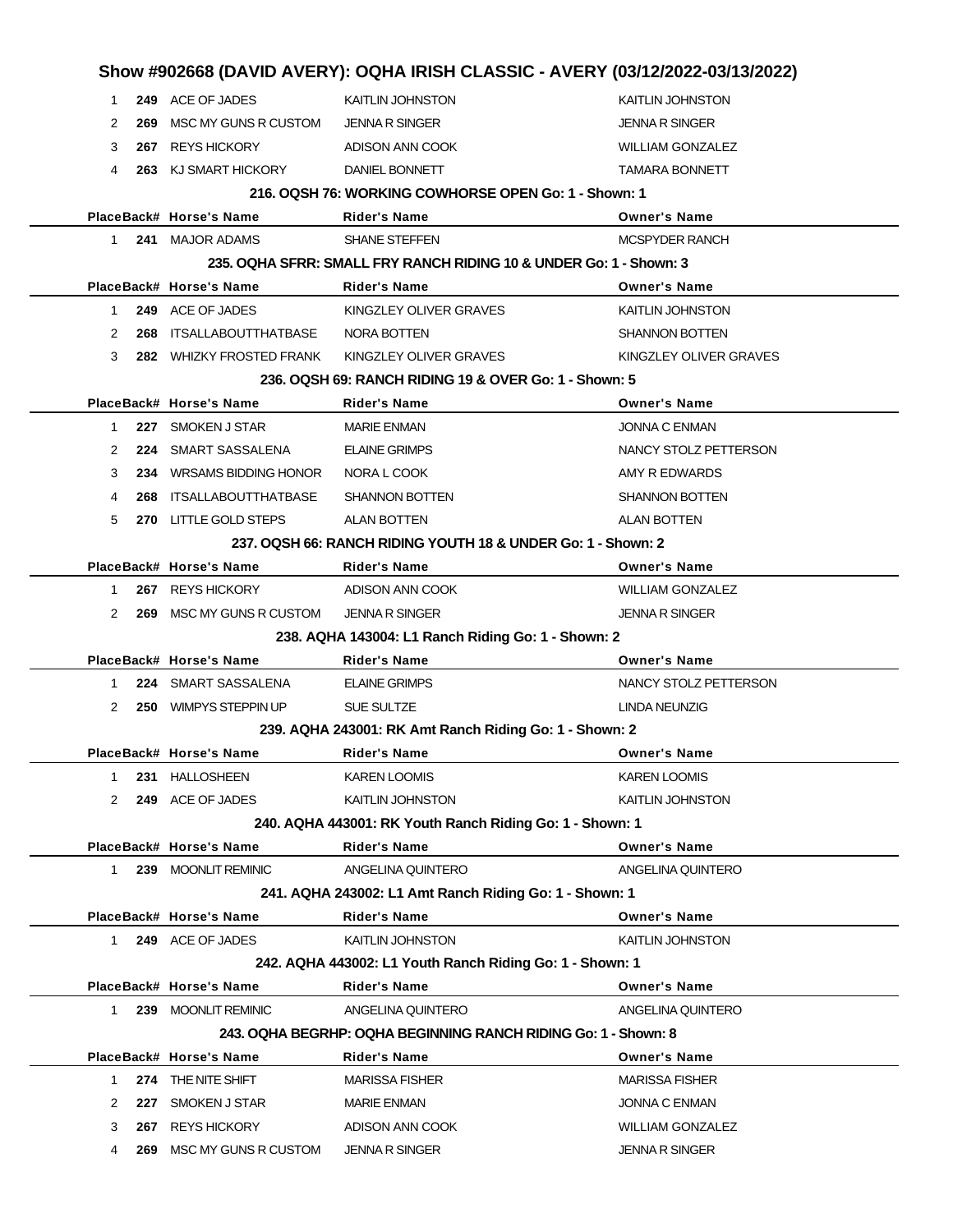# Show #902668 (DAVID AVERY): OQHA IRISH CLASSIC - AVERY (03/12/2022-03/13/2022)

| Place | Back# | Horse's Name | Rider's Name | Owner's Name |
|---|---|---|---|---|
| 1 | 249 | ACE OF JADES | KAITLIN JOHNSTON | KAITLIN JOHNSTON |
| 2 | 269 | MSC MY GUNS R CUSTOM | JENNA R SINGER | JENNA R SINGER |
| 3 | 267 | REYS HICKORY | ADISON ANN COOK | WILLIAM GONZALEZ |
| 4 | 263 | KJ SMART HICKORY | DANIEL BONNETT | TAMARA BONNETT |

### 216. OQSH 76: WORKING COWHORSE OPEN Go: 1 - Shown: 1

| Place | Back# | Horse's Name | Rider's Name | Owner's Name |
|---|---|---|---|---|
| 1 | 241 | MAJOR ADAMS | SHANE STEFFEN | MCSPYDER RANCH |

### 235. OQHA SFRR: SMALL FRY RANCH RIDING 10 & UNDER Go: 1 - Shown: 3

| Place | Back# | Horse's Name | Rider's Name | Owner's Name |
|---|---|---|---|---|
| 1 | 249 | ACE OF JADES | KINGZLEY OLIVER GRAVES | KAITLIN JOHNSTON |
| 2 | 268 | ITSALLABOUTTHATBASE | NORA BOTTEN | SHANNON BOTTEN |
| 3 | 282 | WHIZKY FROSTED FRANK | KINGZLEY OLIVER GRAVES | KINGZLEY OLIVER GRAVES |

### 236. OQSH 69: RANCH RIDING 19 & OVER Go: 1 - Shown: 5

| Place | Back# | Horse's Name | Rider's Name | Owner's Name |
|---|---|---|---|---|
| 1 | 227 | SMOKEN J STAR | MARIE ENMAN | JONNA C ENMAN |
| 2 | 224 | SMART SASSALENA | ELAINE GRIMPS | NANCY STOLZ PETTERSON |
| 3 | 234 | WRSAMS BIDDING HONOR | NORA L COOK | AMY R EDWARDS |
| 4 | 268 | ITSALLABOUTTHATBASE | SHANNON BOTTEN | SHANNON BOTTEN |
| 5 | 270 | LITTLE GOLD STEPS | ALAN BOTTEN | ALAN BOTTEN |

### 237. OQSH 66: RANCH RIDING YOUTH 18 & UNDER Go: 1 - Shown: 2

| Place | Back# | Horse's Name | Rider's Name | Owner's Name |
|---|---|---|---|---|
| 1 | 267 | REYS HICKORY | ADISON ANN COOK | WILLIAM GONZALEZ |
| 2 | 269 | MSC MY GUNS R CUSTOM | JENNA R SINGER | JENNA R SINGER |

### 238. AQHA 143004: L1 Ranch Riding Go: 1 - Shown: 2

| Place | Back# | Horse's Name | Rider's Name | Owner's Name |
|---|---|---|---|---|
| 1 | 224 | SMART SASSALENA | ELAINE GRIMPS | NANCY STOLZ PETTERSON |
| 2 | 250 | WIMPYS STEPPIN UP | SUE SULTZE | LINDA NEUNZIG |

### 239. AQHA 243001: RK Amt Ranch Riding Go: 1 - Shown: 2

| Place | Back# | Horse's Name | Rider's Name | Owner's Name |
|---|---|---|---|---|
| 1 | 231 | HALLOSHEEN | KAREN LOOMIS | KAREN LOOMIS |
| 2 | 249 | ACE OF JADES | KAITLIN JOHNSTON | KAITLIN JOHNSTON |

### 240. AQHA 443001: RK Youth Ranch Riding Go: 1 - Shown: 1

| Place | Back# | Horse's Name | Rider's Name | Owner's Name |
|---|---|---|---|---|
| 1 | 239 | MOONLIT REMINIC | ANGELINA QUINTERO | ANGELINA QUINTERO |

### 241. AQHA 243002: L1 Amt Ranch Riding Go: 1 - Shown: 1

| Place | Back# | Horse's Name | Rider's Name | Owner's Name |
|---|---|---|---|---|
| 1 | 249 | ACE OF JADES | KAITLIN JOHNSTON | KAITLIN JOHNSTON |

### 242. AQHA 443002: L1 Youth Ranch Riding Go: 1 - Shown: 1

| Place | Back# | Horse's Name | Rider's Name | Owner's Name |
|---|---|---|---|---|
| 1 | 239 | MOONLIT REMINIC | ANGELINA QUINTERO | ANGELINA QUINTERO |

### 243. OQHA BEGRHP: OQHA BEGINNING RANCH RIDING Go: 1 - Shown: 8

| Place | Back# | Horse's Name | Rider's Name | Owner's Name |
|---|---|---|---|---|
| 1 | 274 | THE NITE SHIFT | MARISSA FISHER | MARISSA FISHER |
| 2 | 227 | SMOKEN J STAR | MARIE ENMAN | JONNA C ENMAN |
| 3 | 267 | REYS HICKORY | ADISON ANN COOK | WILLIAM GONZALEZ |
| 4 | 269 | MSC MY GUNS R CUSTOM | JENNA R SINGER | JENNA R SINGER |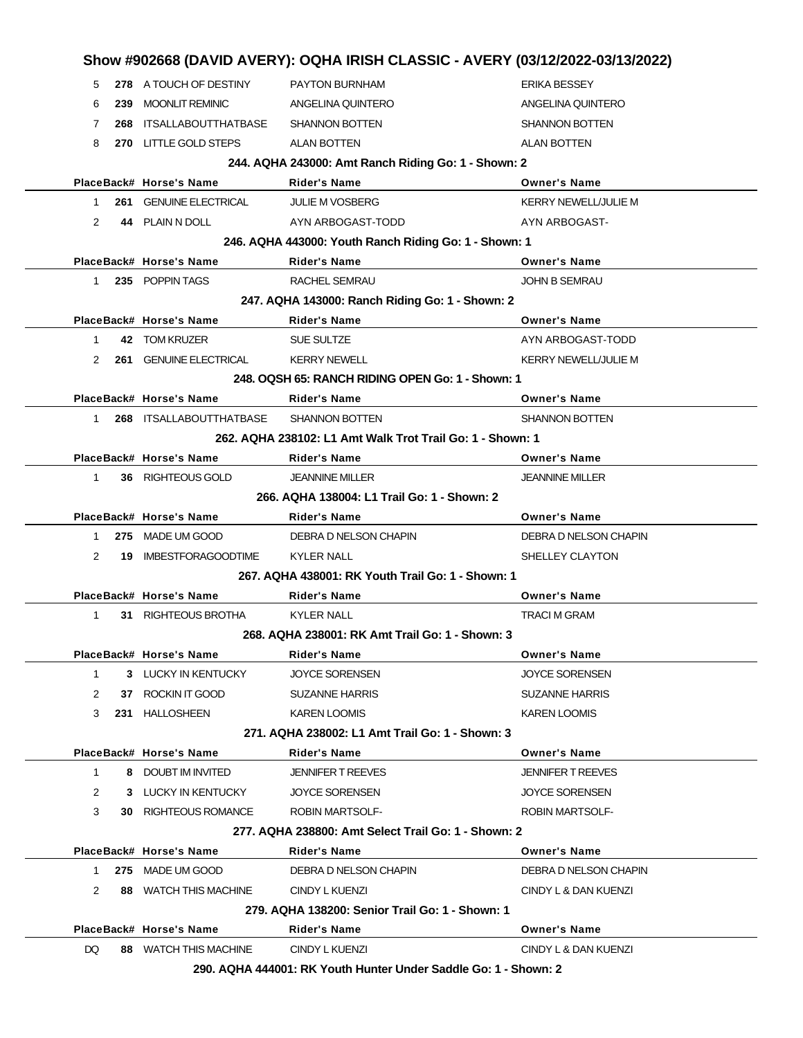## Show #902668 (DAVID AVERY): OQHA IRISH CLASSIC - AVERY (03/12/2022-03/13/2022)

| Place | Back# | Horse's Name | Rider's Name | Owner's Name |
|---|---|---|---|---|
| 5 | 278 | A TOUCH OF DESTINY | PAYTON BURNHAM | ERIKA BESSEY |
| 6 | 239 | MOONLIT REMINIC | ANGELINA QUINTERO | ANGELINA QUINTERO |
| 7 | 268 | ITSALLABOUTTHATBASE | SHANNON BOTTEN | SHANNON BOTTEN |
| 8 | 270 | LITTLE GOLD STEPS | ALAN BOTTEN | ALAN BOTTEN |

**244. AQHA 243000: Amt Ranch Riding Go: 1 - Shown: 2**

| Place | Back# | Horse's Name | Rider's Name | Owner's Name |
|---|---|---|---|---|
| 1 | 261 | GENUINE ELECTRICAL | JULIE M VOSBERG | KERRY NEWELL/JULIE M |
| 2 | 44 | PLAIN N DOLL | AYN ARBOGAST-TODD | AYN ARBOGAST- |

**246. AQHA 443000: Youth Ranch Riding Go: 1 - Shown: 1**

| Place | Back# | Horse's Name | Rider's Name | Owner's Name |
|---|---|---|---|---|
| 1 | 235 | POPPIN TAGS | RACHEL SEMRAU | JOHN B SEMRAU |

**247. AQHA 143000: Ranch Riding Go: 1 - Shown: 2**

| Place | Back# | Horse's Name | Rider's Name | Owner's Name |
|---|---|---|---|---|
| 1 | 42 | TOM KRUZER | SUE SULTZE | AYN ARBOGAST-TODD |
| 2 | 261 | GENUINE ELECTRICAL | KERRY NEWELL | KERRY NEWELL/JULIE M |

**248. OQSH 65: RANCH RIDING OPEN Go: 1 - Shown: 1**

| Place | Back# | Horse's Name | Rider's Name | Owner's Name |
|---|---|---|---|---|
| 1 | 268 | ITSALLABOUTTHATBASE | SHANNON BOTTEN | SHANNON BOTTEN |

**262. AQHA 238102: L1 Amt Walk Trot Trail Go: 1 - Shown: 1**

| Place | Back# | Horse's Name | Rider's Name | Owner's Name |
|---|---|---|---|---|
| 1 | 36 | RIGHTEOUS GOLD | JEANNINE MILLER | JEANNINE MILLER |

**266. AQHA 138004: L1 Trail Go: 1 - Shown: 2**

| Place | Back# | Horse's Name | Rider's Name | Owner's Name |
|---|---|---|---|---|
| 1 | 275 | MADE UM GOOD | DEBRA D NELSON CHAPIN | DEBRA D NELSON CHAPIN |
| 2 | 19 | IMBESTFORAGOODTIME | KYLER NALL | SHELLEY CLAYTON |

**267. AQHA 438001: RK Youth Trail Go: 1 - Shown: 1**

| Place | Back# | Horse's Name | Rider's Name | Owner's Name |
|---|---|---|---|---|
| 1 | 31 | RIGHTEOUS BROTHA | KYLER NALL | TRACI M GRAM |

**268. AQHA 238001: RK Amt Trail Go: 1 - Shown: 3**

| Place | Back# | Horse's Name | Rider's Name | Owner's Name |
|---|---|---|---|---|
| 1 | 3 | LUCKY IN KENTUCKY | JOYCE SORENSEN | JOYCE SORENSEN |
| 2 | 37 | ROCKIN IT GOOD | SUZANNE HARRIS | SUZANNE HARRIS |
| 3 | 231 | HALLOSHEEN | KAREN LOOMIS | KAREN LOOMIS |

**271. AQHA 238002: L1 Amt Trail Go: 1 - Shown: 3**

| Place | Back# | Horse's Name | Rider's Name | Owner's Name |
|---|---|---|---|---|
| 1 | 8 | DOUBT IM INVITED | JENNIFER T REEVES | JENNIFER T REEVES |
| 2 | 3 | LUCKY IN KENTUCKY | JOYCE SORENSEN | JOYCE SORENSEN |
| 3 | 30 | RIGHTEOUS ROMANCE | ROBIN MARTSOLF- | ROBIN MARTSOLF- |

**277. AQHA 238800: Amt Select Trail Go: 1 - Shown: 2**

| Place | Back# | Horse's Name | Rider's Name | Owner's Name |
|---|---|---|---|---|
| 1 | 275 | MADE UM GOOD | DEBRA D NELSON CHAPIN | DEBRA D NELSON CHAPIN |
| 2 | 88 | WATCH THIS MACHINE | CINDY L KUENZI | CINDY L & DAN KUENZI |

**279. AQHA 138200: Senior Trail Go: 1 - Shown: 1**

| Place | Back# | Horse's Name | Rider's Name | Owner's Name |
|---|---|---|---|---|
| DQ | 88 | WATCH THIS MACHINE | CINDY L KUENZI | CINDY L & DAN KUENZI |

**290. AQHA 444001: RK Youth Hunter Under Saddle Go: 1 - Shown: 2**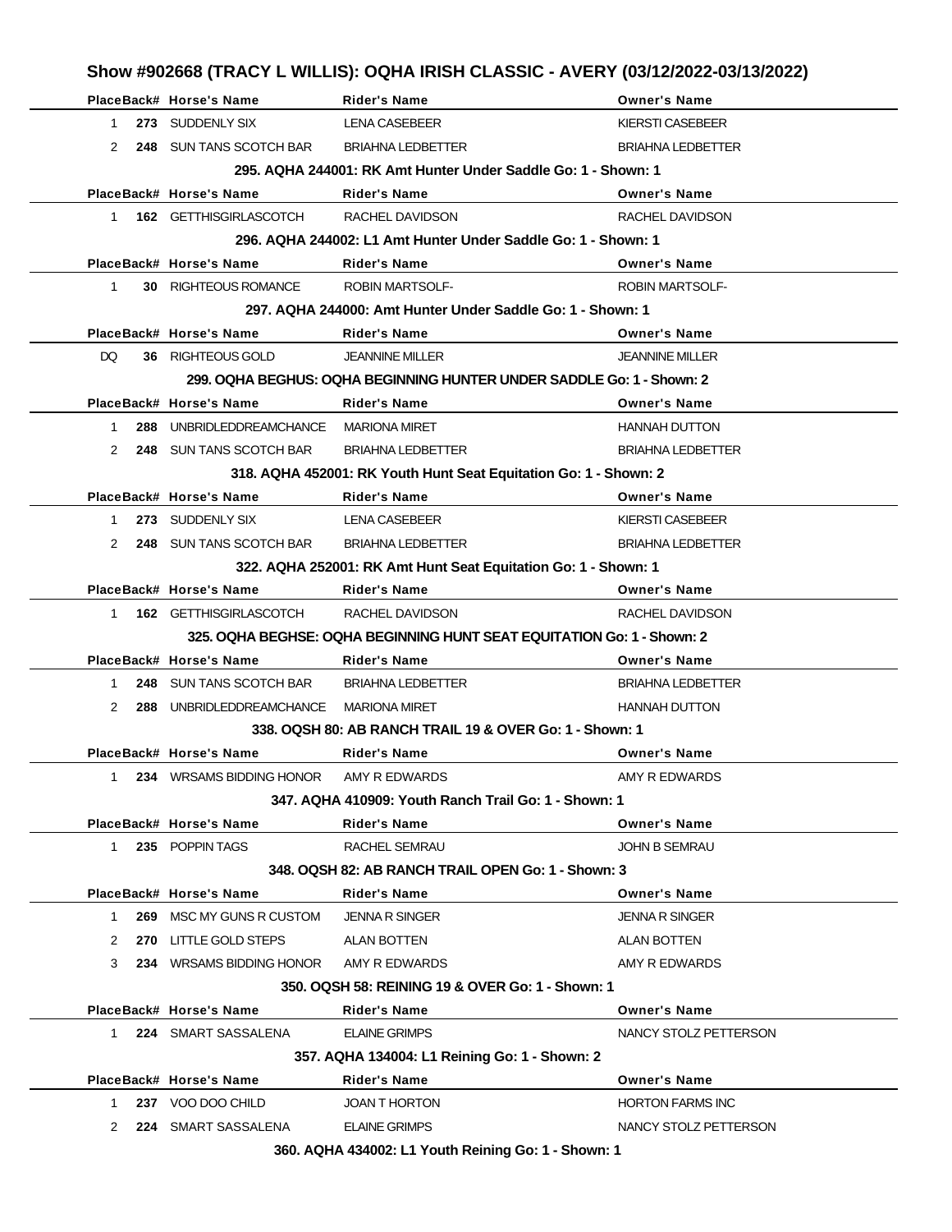## Show #902668 (TRACY L WILLIS): OQHA IRISH CLASSIC - AVERY (03/12/2022-03/13/2022)

| Place | Back# | Horse's Name | Rider's Name | Owner's Name |
|---|---|---|---|---|
| 1 | 273 | SUDDENLY SIX | LENA CASEBEER | KIERSTI CASEBEER |
| 2 | 248 | SUN TANS SCOTCH BAR | BRIAHNA LEDBETTER | BRIAHNA LEDBETTER |

**295. AQHA 244001: RK Amt Hunter Under Saddle Go: 1 - Shown: 1**

| Place | Back# | Horse's Name | Rider's Name | Owner's Name |
|---|---|---|---|---|
| 1 | 162 | GETTHISGIRLASCOTCH | RACHEL DAVIDSON | RACHEL DAVIDSON |

**296. AQHA 244002: L1 Amt Hunter Under Saddle Go: 1 - Shown: 1**

| Place | Back# | Horse's Name | Rider's Name | Owner's Name |
|---|---|---|---|---|
| 1 | 30 | RIGHTEOUS ROMANCE | ROBIN MARTSOLF- | ROBIN MARTSOLF- |

**297. AQHA 244000: Amt Hunter Under Saddle Go: 1 - Shown: 1**

| Place | Back# | Horse's Name | Rider's Name | Owner's Name |
|---|---|---|---|---|
| DQ | 36 | RIGHTEOUS GOLD | JEANNINE MILLER | JEANNINE MILLER |

**299. OQHA BEGHUS: OQHA BEGINNING HUNTER UNDER SADDLE Go: 1 - Shown: 2**

| Place | Back# | Horse's Name | Rider's Name | Owner's Name |
|---|---|---|---|---|
| 1 | 288 | UNBRIDLEDDREAMCHANCE | MARIONA MIRET | HANNAH DUTTON |
| 2 | 248 | SUN TANS SCOTCH BAR | BRIAHNA LEDBETTER | BRIAHNA LEDBETTER |

**318. AQHA 452001: RK Youth Hunt Seat Equitation Go: 1 - Shown: 2**

| Place | Back# | Horse's Name | Rider's Name | Owner's Name |
|---|---|---|---|---|
| 1 | 273 | SUDDENLY SIX | LENA CASEBEER | KIERSTI CASEBEER |
| 2 | 248 | SUN TANS SCOTCH BAR | BRIAHNA LEDBETTER | BRIAHNA LEDBETTER |

**322. AQHA 252001: RK Amt Hunt Seat Equitation Go: 1 - Shown: 1**

| Place | Back# | Horse's Name | Rider's Name | Owner's Name |
|---|---|---|---|---|
| 1 | 162 | GETTHISGIRLASCOTCH | RACHEL DAVIDSON | RACHEL DAVIDSON |

**325. OQHA BEGHSE: OQHA BEGINNING HUNT SEAT EQUITATION Go: 1 - Shown: 2**

| Place | Back# | Horse's Name | Rider's Name | Owner's Name |
|---|---|---|---|---|
| 1 | 248 | SUN TANS SCOTCH BAR | BRIAHNA LEDBETTER | BRIAHNA LEDBETTER |
| 2 | 288 | UNBRIDLEDDREAMCHANCE | MARIONA MIRET | HANNAH DUTTON |

**338. OQSH 80: AB RANCH TRAIL 19 & OVER Go: 1 - Shown: 1**

| Place | Back# | Horse's Name | Rider's Name | Owner's Name |
|---|---|---|---|---|
| 1 | 234 | WRSAMS BIDDING HONOR | AMY R EDWARDS | AMY R EDWARDS |

**347. AQHA 410909: Youth Ranch Trail Go: 1 - Shown: 1**

| Place | Back# | Horse's Name | Rider's Name | Owner's Name |
|---|---|---|---|---|
| 1 | 235 | POPPIN TAGS | RACHEL SEMRAU | JOHN B SEMRAU |

**348. OQSH 82: AB RANCH TRAIL OPEN Go: 1 - Shown: 3**

| Place | Back# | Horse's Name | Rider's Name | Owner's Name |
|---|---|---|---|---|
| 1 | 269 | MSC MY GUNS R CUSTOM | JENNA R SINGER | JENNA R SINGER |
| 2 | 270 | LITTLE GOLD STEPS | ALAN BOTTEN | ALAN BOTTEN |
| 3 | 234 | WRSAMS BIDDING HONOR | AMY R EDWARDS | AMY R EDWARDS |

**350. OQSH 58: REINING 19 & OVER Go: 1 - Shown: 1**

| Place | Back# | Horse's Name | Rider's Name | Owner's Name |
|---|---|---|---|---|
| 1 | 224 | SMART SASSALENA | ELAINE GRIMPS | NANCY STOLZ PETTERSON |

**357. AQHA 134004: L1 Reining Go: 1 - Shown: 2**

| Place | Back# | Horse's Name | Rider's Name | Owner's Name |
|---|---|---|---|---|
| 1 | 237 | VOO DOO CHILD | JOAN T HORTON | HORTON FARMS INC |
| 2 | 224 | SMART SASSALENA | ELAINE GRIMPS | NANCY STOLZ PETTERSON |

**360. AQHA 434002: L1 Youth Reining Go: 1 - Shown: 1**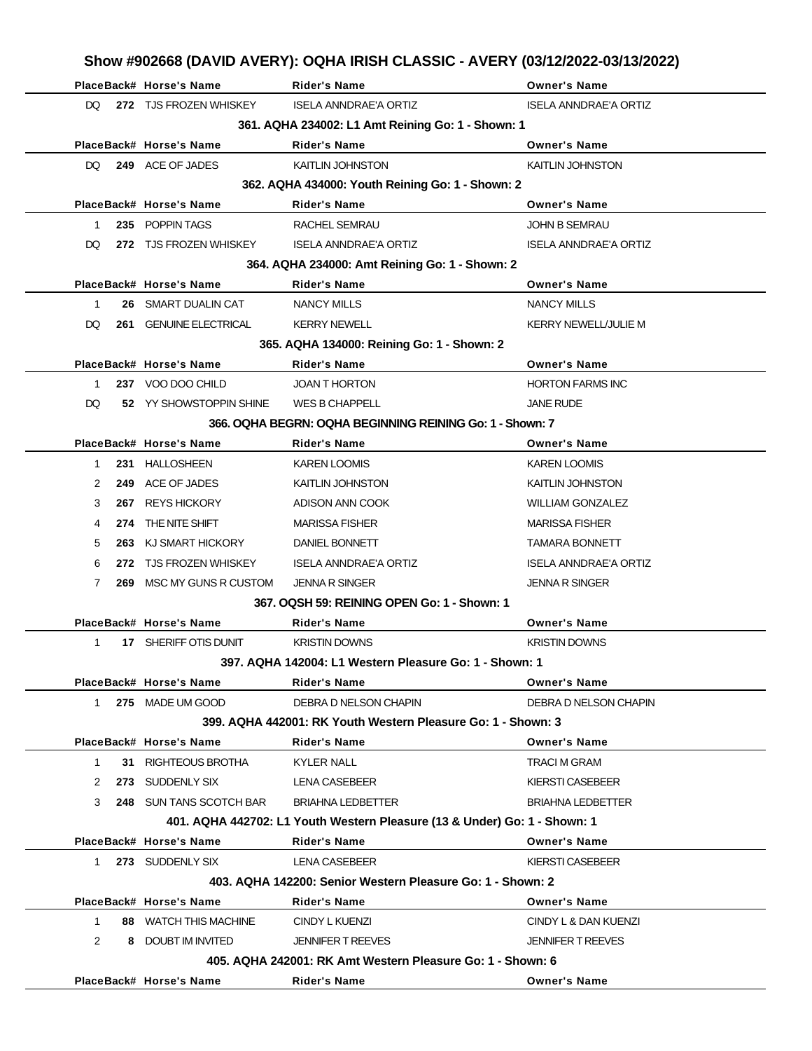## Show #902668 (DAVID AVERY): OQHA IRISH CLASSIC - AVERY (03/12/2022-03/13/2022)

| Place | Back# | Horse's Name | Rider's Name | Owner's Name |
|---|---|---|---|---|
| DQ | 272 | TJS FROZEN WHISKEY | ISELA ANNDRAE'A ORTIZ | ISELA ANNDRAE'A ORTIZ |

### 361. AQHA 234002: L1 Amt Reining Go: 1 - Shown: 1

| Place | Back# | Horse's Name | Rider's Name | Owner's Name |
|---|---|---|---|---|
| DQ | 249 | ACE OF JADES | KAITLIN JOHNSTON | KAITLIN JOHNSTON |

### 362. AQHA 434000: Youth Reining Go: 1 - Shown: 2

| Place | Back# | Horse's Name | Rider's Name | Owner's Name |
|---|---|---|---|---|
| 1 | 235 | POPPIN TAGS | RACHEL SEMRAU | JOHN B SEMRAU |
| DQ | 272 | TJS FROZEN WHISKEY | ISELA ANNDRAE'A ORTIZ | ISELA ANNDRAE'A ORTIZ |

### 364. AQHA 234000: Amt Reining Go: 1 - Shown: 2

| Place | Back# | Horse's Name | Rider's Name | Owner's Name |
|---|---|---|---|---|
| 1 | 26 | SMART DUALIN CAT | NANCY MILLS | NANCY MILLS |
| DQ | 261 | GENUINE ELECTRICAL | KERRY NEWELL | KERRY NEWELL/JULIE M |

### 365. AQHA 134000: Reining Go: 1 - Shown: 2

| Place | Back# | Horse's Name | Rider's Name | Owner's Name |
|---|---|---|---|---|
| 1 | 237 | VOO DOO CHILD | JOAN T HORTON | HORTON FARMS INC |
| DQ | 52 | YY SHOWSTOPPIN SHINE | WES B CHAPPELL | JANE RUDE |

### 366. OQHA BEGRN: OQHA BEGINNING REINING Go: 1 - Shown: 7

| Place | Back# | Horse's Name | Rider's Name | Owner's Name |
|---|---|---|---|---|
| 1 | 231 | HALLOSHEEN | KAREN LOOMIS | KAREN LOOMIS |
| 2 | 249 | ACE OF JADES | KAITLIN JOHNSTON | KAITLIN JOHNSTON |
| 3 | 267 | REYS HICKORY | ADISON ANN COOK | WILLIAM GONZALEZ |
| 4 | 274 | THE NITE SHIFT | MARISSA FISHER | MARISSA FISHER |
| 5 | 263 | KJ SMART HICKORY | DANIEL BONNETT | TAMARA BONNETT |
| 6 | 272 | TJS FROZEN WHISKEY | ISELA ANNDRAE'A ORTIZ | ISELA ANNDRAE'A ORTIZ |
| 7 | 269 | MSC MY GUNS R CUSTOM | JENNA R SINGER | JENNA R SINGER |

### 367. OQSH 59: REINING OPEN Go: 1 - Shown: 1

| Place | Back# | Horse's Name | Rider's Name | Owner's Name |
|---|---|---|---|---|
| 1 | 17 | SHERIFF OTIS DUNIT | KRISTIN DOWNS | KRISTIN DOWNS |

### 397. AQHA 142004: L1 Western Pleasure Go: 1 - Shown: 1

| Place | Back# | Horse's Name | Rider's Name | Owner's Name |
|---|---|---|---|---|
| 1 | 275 | MADE UM GOOD | DEBRA D NELSON CHAPIN | DEBRA D NELSON CHAPIN |

### 399. AQHA 442001: RK Youth Western Pleasure Go: 1 - Shown: 3

| Place | Back# | Horse's Name | Rider's Name | Owner's Name |
|---|---|---|---|---|
| 1 | 31 | RIGHTEOUS BROTHA | KYLER NALL | TRACI M GRAM |
| 2 | 273 | SUDDENLY SIX | LENA CASEBEER | KIERSTI CASEBEER |
| 3 | 248 | SUN TANS SCOTCH BAR | BRIAHNA LEDBETTER | BRIAHNA LEDBETTER |

### 401. AQHA 442702: L1 Youth Western Pleasure (13 & Under) Go: 1 - Shown: 1

| Place | Back# | Horse's Name | Rider's Name | Owner's Name |
|---|---|---|---|---|
| 1 | 273 | SUDDENLY SIX | LENA CASEBEER | KIERSTI CASEBEER |

### 403. AQHA 142200: Senior Western Pleasure Go: 1 - Shown: 2

| Place | Back# | Horse's Name | Rider's Name | Owner's Name |
|---|---|---|---|---|
| 1 | 88 | WATCH THIS MACHINE | CINDY L KUENZI | CINDY L & DAN KUENZI |
| 2 | 8 | DOUBT IM INVITED | JENNIFER T REEVES | JENNIFER T REEVES |

### 405. AQHA 242001: RK Amt Western Pleasure Go: 1 - Shown: 6

| Place | Back# | Horse's Name | Rider's Name | Owner's Name |
|---|---|---|---|---|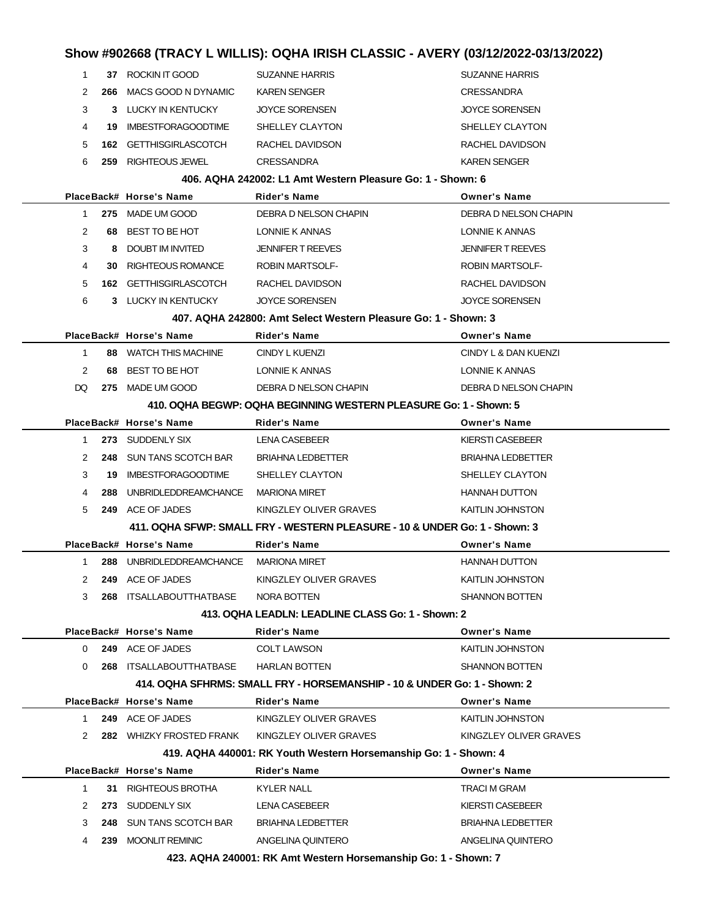# Show #902668 (TRACY L WILLIS): OQHA IRISH CLASSIC - AVERY (03/12/2022-03/13/2022)

| Place | Back# | Horse's Name | Rider's Name | Owner's Name |
|---|---|---|---|---|
| 1 | 37 | ROCKIN IT GOOD | SUZANNE HARRIS | SUZANNE HARRIS |
| 2 | 266 | MACS GOOD N DYNAMIC | KAREN SENGER | CRESSANDRA |
| 3 | 3 | LUCKY IN KENTUCKY | JOYCE SORENSEN | JOYCE SORENSEN |
| 4 | 19 | IMBESTFORAGOODTIME | SHELLEY CLAYTON | SHELLEY CLAYTON |
| 5 | 162 | GETTHISGIRLASCOTCH | RACHEL DAVIDSON | RACHEL DAVIDSON |
| 6 | 259 | RIGHTEOUS JEWEL | CRESSANDRA | KAREN SENGER |

### 406. AQHA 242002: L1 Amt Western Pleasure Go: 1 - Shown: 6

| Place | Back# | Horse's Name | Rider's Name | Owner's Name |
|---|---|---|---|---|
| 1 | 275 | MADE UM GOOD | DEBRA D NELSON CHAPIN | DEBRA D NELSON CHAPIN |
| 2 | 68 | BEST TO BE HOT | LONNIE K ANNAS | LONNIE K ANNAS |
| 3 | 8 | DOUBT IM INVITED | JENNIFER T REEVES | JENNIFER T REEVES |
| 4 | 30 | RIGHTEOUS ROMANCE | ROBIN MARTSOLF- | ROBIN MARTSOLF- |
| 5 | 162 | GETTHISGIRLASCOTCH | RACHEL DAVIDSON | RACHEL DAVIDSON |
| 6 | 3 | LUCKY IN KENTUCKY | JOYCE SORENSEN | JOYCE SORENSEN |

### 407. AQHA 242800: Amt Select Western Pleasure Go: 1 - Shown: 3

| Place | Back# | Horse's Name | Rider's Name | Owner's Name |
|---|---|---|---|---|
| 1 | 88 | WATCH THIS MACHINE | CINDY L KUENZI | CINDY L & DAN KUENZI |
| 2 | 68 | BEST TO BE HOT | LONNIE K ANNAS | LONNIE K ANNAS |
| DQ | 275 | MADE UM GOOD | DEBRA D NELSON CHAPIN | DEBRA D NELSON CHAPIN |

### 410. OQHA BEGWP: OQHA BEGINNING WESTERN PLEASURE Go: 1 - Shown: 5

| Place | Back# | Horse's Name | Rider's Name | Owner's Name |
|---|---|---|---|---|
| 1 | 273 | SUDDENLY SIX | LENA CASEBEER | KIERSTI CASEBEER |
| 2 | 248 | SUN TANS SCOTCH BAR | BRIAHNA LEDBETTER | BRIAHNA LEDBETTER |
| 3 | 19 | IMBESTFORAGOODTIME | SHELLEY CLAYTON | SHELLEY CLAYTON |
| 4 | 288 | UNBRIDLEDDREAMCHANCE | MARIONA MIRET | HANNAH DUTTON |
| 5 | 249 | ACE OF JADES | KINGZLEY OLIVER GRAVES | KAITLIN JOHNSTON |

### 411. OQHA SFWP: SMALL FRY - WESTERN PLEASURE - 10 & UNDER Go: 1 - Shown: 3

| Place | Back# | Horse's Name | Rider's Name | Owner's Name |
|---|---|---|---|---|
| 1 | 288 | UNBRIDLEDDREAMCHANCE | MARIONA MIRET | HANNAH DUTTON |
| 2 | 249 | ACE OF JADES | KINGZLEY OLIVER GRAVES | KAITLIN JOHNSTON |
| 3 | 268 | ITSALLABOUTTHATBASE | NORA BOTTEN | SHANNON BOTTEN |

### 413. OQHA LEADLN: LEADLINE CLASS Go: 1 - Shown: 2

| Place | Back# | Horse's Name | Rider's Name | Owner's Name |
|---|---|---|---|---|
| 0 | 249 | ACE OF JADES | COLT LAWSON | KAITLIN JOHNSTON |
| 0 | 268 | ITSALLABOUTTHATBASE | HARLAN BOTTEN | SHANNON BOTTEN |

### 414. OQHA SFHRMS: SMALL FRY - HORSEMANSHIP - 10 & UNDER Go: 1 - Shown: 2

| Place | Back# | Horse's Name | Rider's Name | Owner's Name |
|---|---|---|---|---|
| 1 | 249 | ACE OF JADES | KINGZLEY OLIVER GRAVES | KAITLIN JOHNSTON |
| 2 | 282 | WHIZKY FROSTED FRANK | KINGZLEY OLIVER GRAVES | KINGZLEY OLIVER GRAVES |

### 419. AQHA 440001: RK Youth Western Horsemanship Go: 1 - Shown: 4

| Place | Back# | Horse's Name | Rider's Name | Owner's Name |
|---|---|---|---|---|
| 1 | 31 | RIGHTEOUS BROTHA | KYLER NALL | TRACI M GRAM |
| 2 | 273 | SUDDENLY SIX | LENA CASEBEER | KIERSTI CASEBEER |
| 3 | 248 | SUN TANS SCOTCH BAR | BRIAHNA LEDBETTER | BRIAHNA LEDBETTER |
| 4 | 239 | MOONLIT REMINIC | ANGELINA QUINTERO | ANGELINA QUINTERO |

### 423. AQHA 240001: RK Amt Western Horsemanship Go: 1 - Shown: 7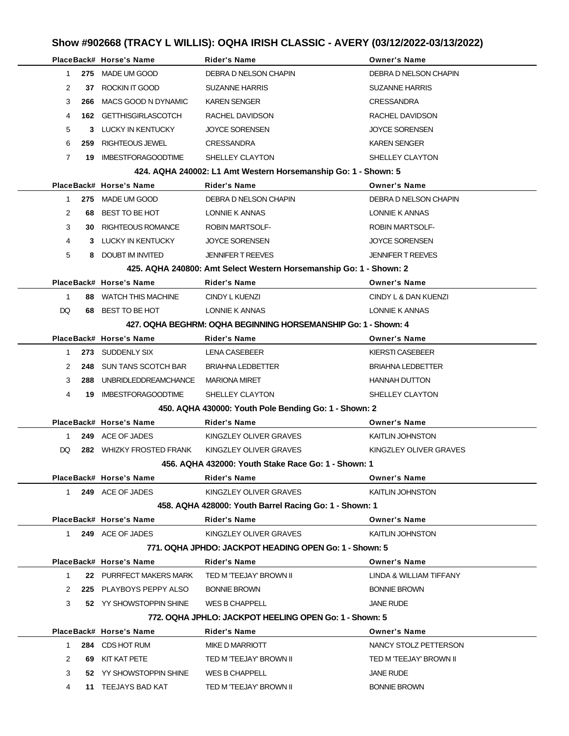## Show #902668 (TRACY L WILLIS): OQHA IRISH CLASSIC - AVERY (03/12/2022-03/13/2022)

| Place | Back# | Horse's Name | Rider's Name | Owner's Name |
|---|---|---|---|---|
| 1 | 275 | MADE UM GOOD | DEBRA D NELSON CHAPIN | DEBRA D NELSON CHAPIN |
| 2 | 37 | ROCKIN IT GOOD | SUZANNE HARRIS | SUZANNE HARRIS |
| 3 | 266 | MACS GOOD N DYNAMIC | KAREN SENGER | CRESSANDRA |
| 4 | 162 | GETTHISGIRLASCOTCH | RACHEL DAVIDSON | RACHEL DAVIDSON |
| 5 | 3 | LUCKY IN KENTUCKY | JOYCE SORENSEN | JOYCE SORENSEN |
| 6 | 259 | RIGHTEOUS JEWEL | CRESSANDRA | KAREN SENGER |
| 7 | 19 | IMBESTFORAGOODTIME | SHELLEY CLAYTON | SHELLEY CLAYTON |

### 424. AQHA 240002: L1 Amt Western Horsemanship Go: 1 - Shown: 5

| Place | Back# | Horse's Name | Rider's Name | Owner's Name |
|---|---|---|---|---|
| 1 | 275 | MADE UM GOOD | DEBRA D NELSON CHAPIN | DEBRA D NELSON CHAPIN |
| 2 | 68 | BEST TO BE HOT | LONNIE K ANNAS | LONNIE K ANNAS |
| 3 | 30 | RIGHTEOUS ROMANCE | ROBIN MARTSOLF- | ROBIN MARTSOLF- |
| 4 | 3 | LUCKY IN KENTUCKY | JOYCE SORENSEN | JOYCE SORENSEN |
| 5 | 8 | DOUBT IM INVITED | JENNIFER T REEVES | JENNIFER T REEVES |

### 425. AQHA 240800: Amt Select Western Horsemanship Go: 1 - Shown: 2

| Place | Back# | Horse's Name | Rider's Name | Owner's Name |
|---|---|---|---|---|
| 1 | 88 | WATCH THIS MACHINE | CINDY L KUENZI | CINDY L & DAN KUENZI |
| DQ | 68 | BEST TO BE HOT | LONNIE K ANNAS | LONNIE K ANNAS |

### 427. OQHA BEGHRM: OQHA BEGINNING HORSEMANSHIP Go: 1 - Shown: 4

| Place | Back# | Horse's Name | Rider's Name | Owner's Name |
|---|---|---|---|---|
| 1 | 273 | SUDDENLY SIX | LENA CASEBEER | KIERSTI CASEBEER |
| 2 | 248 | SUN TANS SCOTCH BAR | BRIAHNA LEDBETTER | BRIAHNA LEDBETTER |
| 3 | 288 | UNBRIDLEDDREAMCHANCE | MARIONA MIRET | HANNAH DUTTON |
| 4 | 19 | IMBESTFORAGOODTIME | SHELLEY CLAYTON | SHELLEY CLAYTON |

### 450. AQHA 430000: Youth Pole Bending Go: 1 - Shown: 2

| Place | Back# | Horse's Name | Rider's Name | Owner's Name |
|---|---|---|---|---|
| 1 | 249 | ACE OF JADES | KINGZLEY OLIVER GRAVES | KAITLIN JOHNSTON |
| DQ | 282 | WHIZKY FROSTED FRANK | KINGZLEY OLIVER GRAVES | KINGZLEY OLIVER GRAVES |

### 456. AQHA 432000: Youth Stake Race Go: 1 - Shown: 1

| Place | Back# | Horse's Name | Rider's Name | Owner's Name |
|---|---|---|---|---|
| 1 | 249 | ACE OF JADES | KINGZLEY OLIVER GRAVES | KAITLIN JOHNSTON |

### 458. AQHA 428000: Youth Barrel Racing Go: 1 - Shown: 1

| Place | Back# | Horse's Name | Rider's Name | Owner's Name |
|---|---|---|---|---|
| 1 | 249 | ACE OF JADES | KINGZLEY OLIVER GRAVES | KAITLIN JOHNSTON |

### 771. OQHA JPHDO: JACKPOT HEADING OPEN Go: 1 - Shown: 5

| Place | Back# | Horse's Name | Rider's Name | Owner's Name |
|---|---|---|---|---|
| 1 | 22 | PURRFECT MAKERS MARK | TED M 'TEEJAY' BROWN II | LINDA & WILLIAM TIFFANY |
| 2 | 225 | PLAYBOYS PEPPY ALSO | BONNIE BROWN | BONNIE BROWN |
| 3 | 52 | YY SHOWSTOPPIN SHINE | WES B CHAPPELL | JANE RUDE |

### 772. OQHA JPHLO: JACKPOT HEELING OPEN Go: 1 - Shown: 5

| Place | Back# | Horse's Name | Rider's Name | Owner's Name |
|---|---|---|---|---|
| 1 | 284 | CDS HOT RUM | MIKE D MARRIOTT | NANCY STOLZ PETTERSON |
| 2 | 69 | KIT KAT PETE | TED M 'TEEJAY' BROWN II | TED M 'TEEJAY' BROWN II |
| 3 | 52 | YY SHOWSTOPPIN SHINE | WES B CHAPPELL | JANE RUDE |
| 4 | 11 | TEEJAYS BAD KAT | TED M 'TEEJAY' BROWN II | BONNIE BROWN |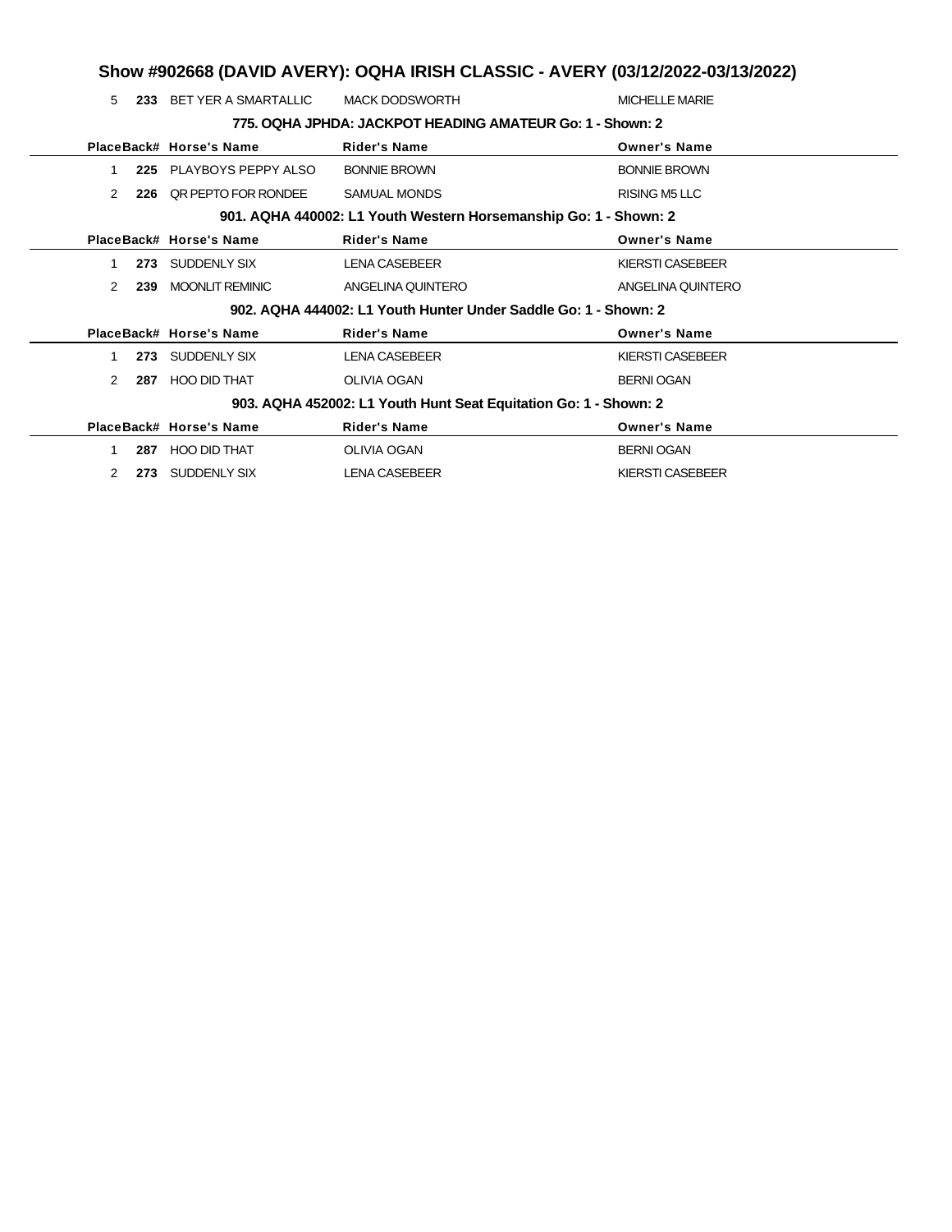# Show #902668 (DAVID AVERY): OQHA IRISH CLASSIC - AVERY (03/12/2022-03/13/2022)

| Place | Back# | Horse's Name | Rider's Name | Owner's Name |
|---|---|---|---|---|
| 5 | **233** | BET YER A SMARTALLIC | MACK DODSWORTH | MICHELLE MARIE |

### 775. OQHA JPHDA: JACKPOT HEADING AMATEUR Go: 1 - Shown: 2

| Place | Back# | Horse's Name | Rider's Name | Owner's Name |
|---|---|---|---|---|
| 1 | **225** | PLAYBOYS PEPPY ALSO | BONNIE BROWN | BONNIE BROWN |
| 2 | **226** | QR PEPTO FOR RONDEE | SAMUAL MONDS | RISING M5 LLC |

### 901. AQHA 440002: L1 Youth Western Horsemanship Go: 1 - Shown: 2

| Place | Back# | Horse's Name | Rider's Name | Owner's Name |
|---|---|---|---|---|
| 1 | **273** | SUDDENLY SIX | LENA CASEBEER | KIERSTI CASEBEER |
| 2 | **239** | MOONLIT REMINIC | ANGELINA QUINTERO | ANGELINA QUINTERO |

### 902. AQHA 444002: L1 Youth Hunter Under Saddle Go: 1 - Shown: 2

| Place | Back# | Horse's Name | Rider's Name | Owner's Name |
|---|---|---|---|---|
| 1 | **273** | SUDDENLY SIX | LENA CASEBEER | KIERSTI CASEBEER |
| 2 | **287** | HOO DID THAT | OLIVIA OGAN | BERNI OGAN |

### 903. AQHA 452002: L1 Youth Hunt Seat Equitation Go: 1 - Shown: 2

| Place | Back# | Horse's Name | Rider's Name | Owner's Name |
|---|---|---|---|---|
| 1 | **287** | HOO DID THAT | OLIVIA OGAN | BERNI OGAN |
| 2 | **273** | SUDDENLY SIX | LENA CASEBEER | KIERSTI CASEBEER |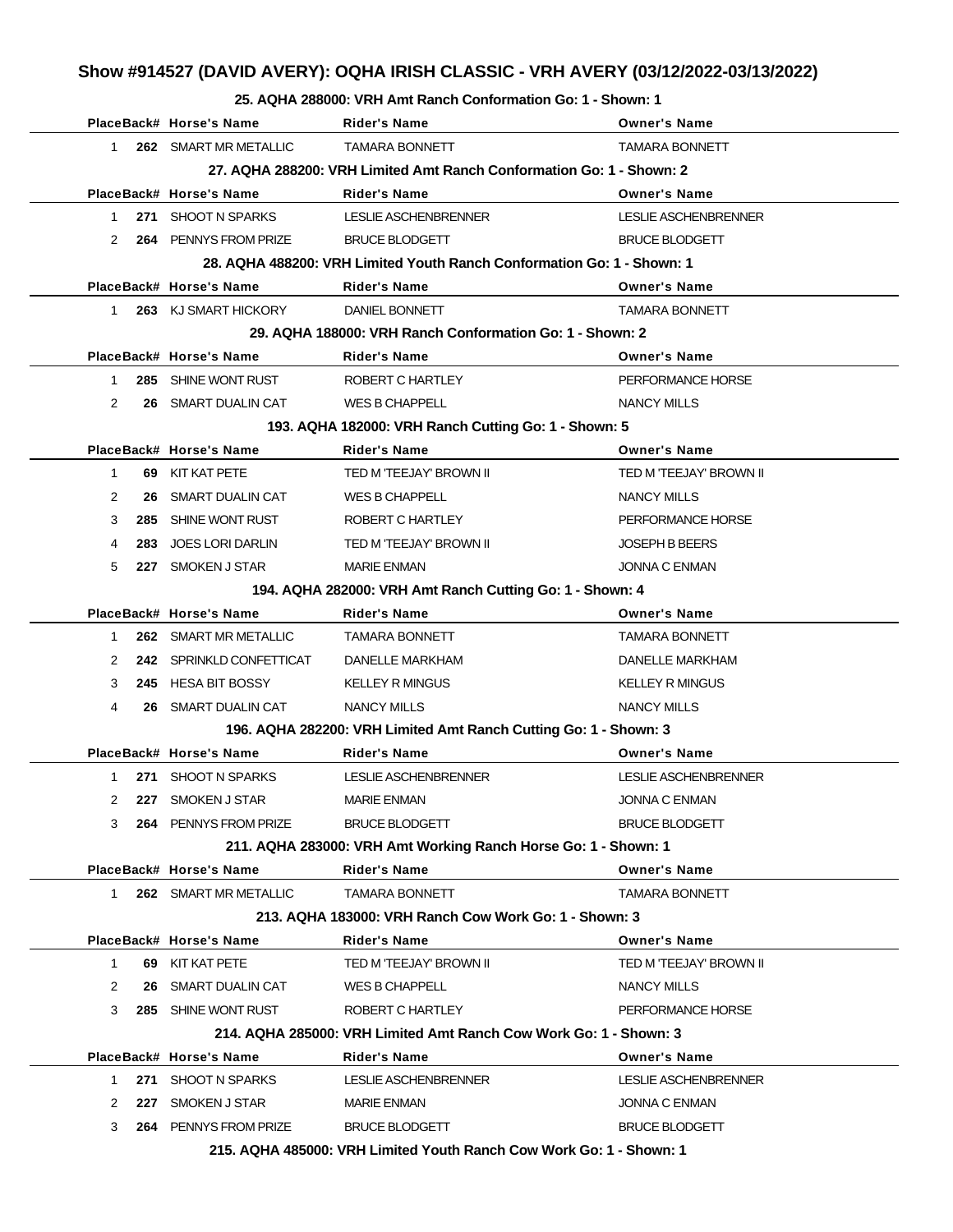# Show #914527 (DAVID AVERY): OQHA IRISH CLASSIC - VRH AVERY (03/12/2022-03/13/2022)

### 25. AQHA 288000: VRH Amt Ranch Conformation Go: 1 - Shown: 1

| Place | Back# | Horse's Name | Rider's Name | Owner's Name |
|---|---|---|---|---|
| 1 | **262** | SMART MR METALLIC | TAMARA BONNETT | TAMARA BONNETT |

### 27. AQHA 288200: VRH Limited Amt Ranch Conformation Go: 1 - Shown: 2

| Place | Back# | Horse's Name | Rider's Name | Owner's Name |
|---|---|---|---|---|
| 1 | **271** | SHOOT N SPARKS | LESLIE ASCHENBRENNER | LESLIE ASCHENBRENNER |
| 2 | **264** | PENNYS FROM PRIZE | BRUCE BLODGETT | BRUCE BLODGETT |

### 28. AQHA 488200: VRH Limited Youth Ranch Conformation Go: 1 - Shown: 1

| Place | Back# | Horse's Name | Rider's Name | Owner's Name |
|---|---|---|---|---|
| 1 | **263** | KJ SMART HICKORY | DANIEL BONNETT | TAMARA BONNETT |

### 29. AQHA 188000: VRH Ranch Conformation Go: 1 - Shown: 2

| Place | Back# | Horse's Name | Rider's Name | Owner's Name |
|---|---|---|---|---|
| 1 | **285** | SHINE WONT RUST | ROBERT C HARTLEY | PERFORMANCE HORSE |
| 2 | **26** | SMART DUALIN CAT | WES B CHAPPELL | NANCY MILLS |

### 193. AQHA 182000: VRH Ranch Cutting Go: 1 - Shown: 5

| Place | Back# | Horse's Name | Rider's Name | Owner's Name |
|---|---|---|---|---|
| 1 | **69** | KIT KAT PETE | TED M 'TEEJAY' BROWN II | TED M 'TEEJAY' BROWN II |
| 2 | **26** | SMART DUALIN CAT | WES B CHAPPELL | NANCY MILLS |
| 3 | **285** | SHINE WONT RUST | ROBERT C HARTLEY | PERFORMANCE HORSE |
| 4 | **283** | JOES LORI DARLIN | TED M 'TEEJAY' BROWN II | JOSEPH B BEERS |
| 5 | **227** | SMOKEN J STAR | MARIE ENMAN | JONNA C ENMAN |

### 194. AQHA 282000: VRH Amt Ranch Cutting Go: 1 - Shown: 4

| Place | Back# | Horse's Name | Rider's Name | Owner's Name |
|---|---|---|---|---|
| 1 | **262** | SMART MR METALLIC | TAMARA BONNETT | TAMARA BONNETT |
| 2 | **242** | SPRINKLD CONFETTICAT | DANELLE MARKHAM | DANELLE MARKHAM |
| 3 | **245** | HESA BIT BOSSY | KELLEY R MINGUS | KELLEY R MINGUS |
| 4 | **26** | SMART DUALIN CAT | NANCY MILLS | NANCY MILLS |

### 196. AQHA 282200: VRH Limited Amt Ranch Cutting Go: 1 - Shown: 3

| Place | Back# | Horse's Name | Rider's Name | Owner's Name |
|---|---|---|---|---|
| 1 | **271** | SHOOT N SPARKS | LESLIE ASCHENBRENNER | LESLIE ASCHENBRENNER |
| 2 | **227** | SMOKEN J STAR | MARIE ENMAN | JONNA C ENMAN |
| 3 | **264** | PENNYS FROM PRIZE | BRUCE BLODGETT | BRUCE BLODGETT |

### 211. AQHA 283000: VRH Amt Working Ranch Horse Go: 1 - Shown: 1

| Place | Back# | Horse's Name | Rider's Name | Owner's Name |
|---|---|---|---|---|
| 1 | **262** | SMART MR METALLIC | TAMARA BONNETT | TAMARA BONNETT |

### 213. AQHA 183000: VRH Ranch Cow Work Go: 1 - Shown: 3

| Place | Back# | Horse's Name | Rider's Name | Owner's Name |
|---|---|---|---|---|
| 1 | **69** | KIT KAT PETE | TED M 'TEEJAY' BROWN II | TED M 'TEEJAY' BROWN II |
| 2 | **26** | SMART DUALIN CAT | WES B CHAPPELL | NANCY MILLS |
| 3 | **285** | SHINE WONT RUST | ROBERT C HARTLEY | PERFORMANCE HORSE |

### 214. AQHA 285000: VRH Limited Amt Ranch Cow Work Go: 1 - Shown: 3

| Place | Back# | Horse's Name | Rider's Name | Owner's Name |
|---|---|---|---|---|
| 1 | **271** | SHOOT N SPARKS | LESLIE ASCHENBRENNER | LESLIE ASCHENBRENNER |
| 2 | **227** | SMOKEN J STAR | MARIE ENMAN | JONNA C ENMAN |
| 3 | **264** | PENNYS FROM PRIZE | BRUCE BLODGETT | BRUCE BLODGETT |

### 215. AQHA 485000: VRH Limited Youth Ranch Cow Work Go: 1 - Shown: 1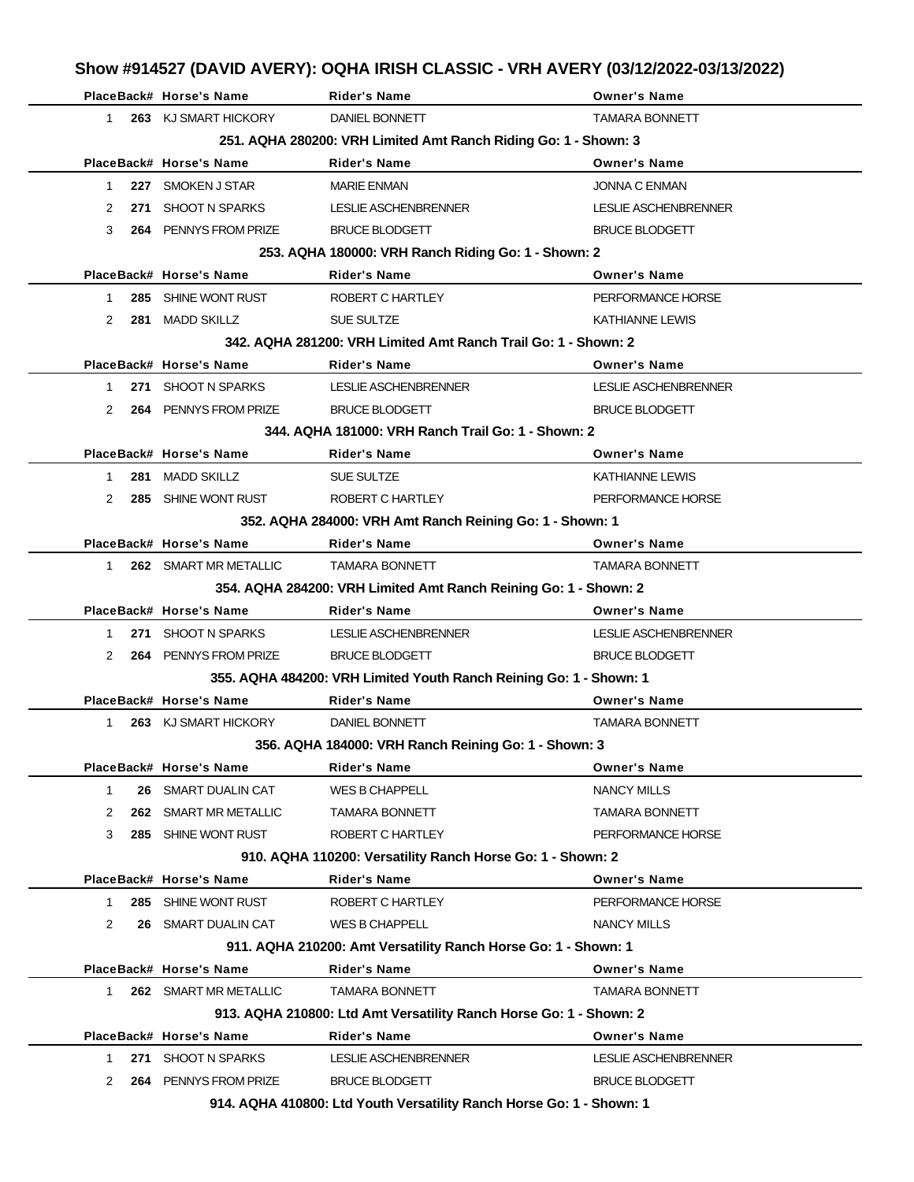## Show #914527 (DAVID AVERY): OQHA IRISH CLASSIC - VRH AVERY (03/12/2022-03/13/2022)

| Place | Back# | Horse's Name | Rider's Name | Owner's Name |
|---|---|---|---|---|
| 1 | 263 | KJ SMART HICKORY | DANIEL BONNETT | TAMARA BONNETT |

**251. AQHA 280200: VRH Limited Amt Ranch Riding Go: 1 - Shown: 3**

| Place | Back# | Horse's Name | Rider's Name | Owner's Name |
|---|---|---|---|---|
| 1 | 227 | SMOKEN J STAR | MARIE ENMAN | JONNA C ENMAN |
| 2 | 271 | SHOOT N SPARKS | LESLIE ASCHENBRENNER | LESLIE ASCHENBRENNER |
| 3 | 264 | PENNYS FROM PRIZE | BRUCE BLODGETT | BRUCE BLODGETT |

**253. AQHA 180000: VRH Ranch Riding Go: 1 - Shown: 2**

| Place | Back# | Horse's Name | Rider's Name | Owner's Name |
|---|---|---|---|---|
| 1 | 285 | SHINE WONT RUST | ROBERT C HARTLEY | PERFORMANCE HORSE |
| 2 | 281 | MADD SKILLZ | SUE SULTZE | KATHIANNE LEWIS |

**342. AQHA 281200: VRH Limited Amt Ranch Trail Go: 1 - Shown: 2**

| Place | Back# | Horse's Name | Rider's Name | Owner's Name |
|---|---|---|---|---|
| 1 | 271 | SHOOT N SPARKS | LESLIE ASCHENBRENNER | LESLIE ASCHENBRENNER |
| 2 | 264 | PENNYS FROM PRIZE | BRUCE BLODGETT | BRUCE BLODGETT |

**344. AQHA 181000: VRH Ranch Trail Go: 1 - Shown: 2**

| Place | Back# | Horse's Name | Rider's Name | Owner's Name |
|---|---|---|---|---|
| 1 | 281 | MADD SKILLZ | SUE SULTZE | KATHIANNE LEWIS |
| 2 | 285 | SHINE WONT RUST | ROBERT C HARTLEY | PERFORMANCE HORSE |

**352. AQHA 284000: VRH Amt Ranch Reining Go: 1 - Shown: 1**

| Place | Back# | Horse's Name | Rider's Name | Owner's Name |
|---|---|---|---|---|
| 1 | 262 | SMART MR METALLIC | TAMARA BONNETT | TAMARA BONNETT |

**354. AQHA 284200: VRH Limited Amt Ranch Reining Go: 1 - Shown: 2**

| Place | Back# | Horse's Name | Rider's Name | Owner's Name |
|---|---|---|---|---|
| 1 | 271 | SHOOT N SPARKS | LESLIE ASCHENBRENNER | LESLIE ASCHENBRENNER |
| 2 | 264 | PENNYS FROM PRIZE | BRUCE BLODGETT | BRUCE BLODGETT |

**355. AQHA 484200: VRH Limited Youth Ranch Reining Go: 1 - Shown: 1**

| Place | Back# | Horse's Name | Rider's Name | Owner's Name |
|---|---|---|---|---|
| 1 | 263 | KJ SMART HICKORY | DANIEL BONNETT | TAMARA BONNETT |

**356. AQHA 184000: VRH Ranch Reining Go: 1 - Shown: 3**

| Place | Back# | Horse's Name | Rider's Name | Owner's Name |
|---|---|---|---|---|
| 1 | 26 | SMART DUALIN CAT | WES B CHAPPELL | NANCY MILLS |
| 2 | 262 | SMART MR METALLIC | TAMARA BONNETT | TAMARA BONNETT |
| 3 | 285 | SHINE WONT RUST | ROBERT C HARTLEY | PERFORMANCE HORSE |

**910. AQHA 110200: Versatility Ranch Horse Go: 1 - Shown: 2**

| Place | Back# | Horse's Name | Rider's Name | Owner's Name |
|---|---|---|---|---|
| 1 | 285 | SHINE WONT RUST | ROBERT C HARTLEY | PERFORMANCE HORSE |
| 2 | 26 | SMART DUALIN CAT | WES B CHAPPELL | NANCY MILLS |

**911. AQHA 210200: Amt Versatility Ranch Horse Go: 1 - Shown: 1**

| Place | Back# | Horse's Name | Rider's Name | Owner's Name |
|---|---|---|---|---|
| 1 | 262 | SMART MR METALLIC | TAMARA BONNETT | TAMARA BONNETT |

**913. AQHA 210800: Ltd Amt Versatility Ranch Horse Go: 1 - Shown: 2**

| Place | Back# | Horse's Name | Rider's Name | Owner's Name |
|---|---|---|---|---|
| 1 | 271 | SHOOT N SPARKS | LESLIE ASCHENBRENNER | LESLIE ASCHENBRENNER |
| 2 | 264 | PENNYS FROM PRIZE | BRUCE BLODGETT | BRUCE BLODGETT |

**914. AQHA 410800: Ltd Youth Versatility Ranch Horse Go: 1 - Shown: 1**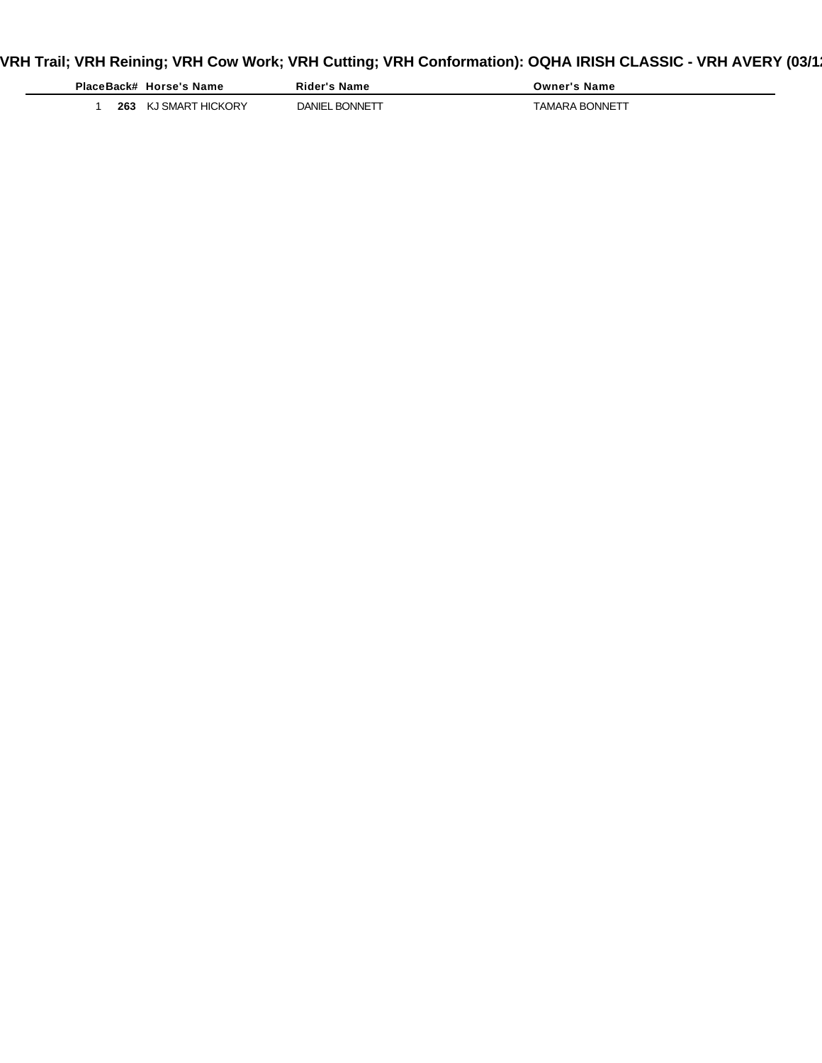# VRH Trail; VRH Reining; VRH Cow Work; VRH Cutting; VRH Conformation): OQHA IRISH CLASSIC - VRH AVERY (03/1

| Place | Back# | Horse's Name | Rider's Name | Owner's Name |
|---|---|---|---|---|
| 1 | **263** | KJ SMART HICKORY | DANIEL BONNETT | TAMARA BONNETT |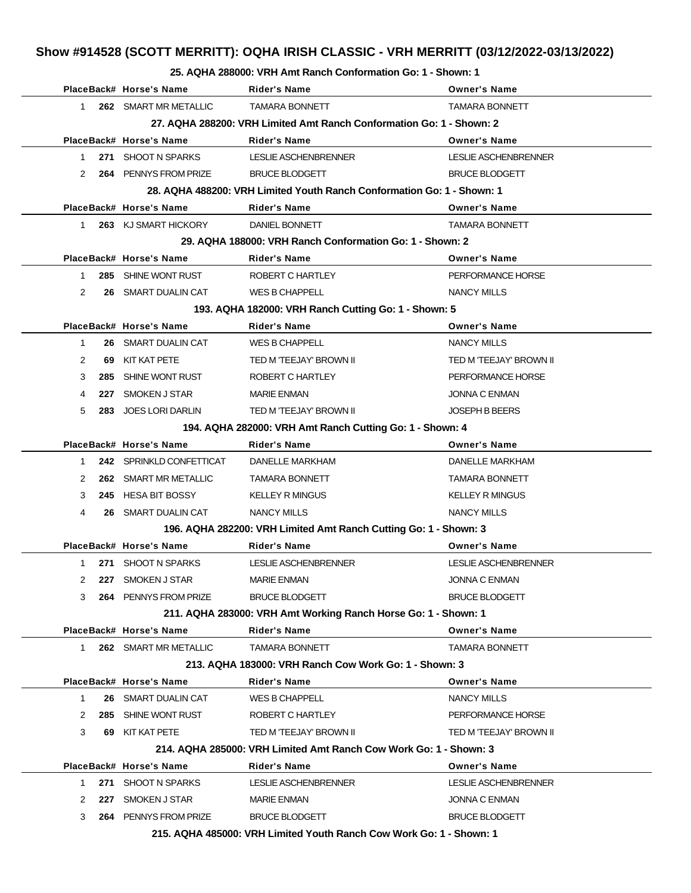# Show #914528 (SCOTT MERRITT): OQHA IRISH CLASSIC - VRH MERRITT (03/12/2022-03/13/2022)

### 25. AQHA 288000: VRH Amt Ranch Conformation Go: 1 - Shown: 1

| Place | Back# | Horse's Name | Rider's Name | Owner's Name |
|---|---|---|---|---|
| 1 | **262** | SMART MR METALLIC | TAMARA BONNETT | TAMARA BONNETT |

### 27. AQHA 288200: VRH Limited Amt Ranch Conformation Go: 1 - Shown: 2

| Place | Back# | Horse's Name | Rider's Name | Owner's Name |
|---|---|---|---|---|
| 1 | **271** | SHOOT N SPARKS | LESLIE ASCHENBRENNER | LESLIE ASCHENBRENNER |
| 2 | **264** | PENNYS FROM PRIZE | BRUCE BLODGETT | BRUCE BLODGETT |

### 28. AQHA 488200: VRH Limited Youth Ranch Conformation Go: 1 - Shown: 1

| Place | Back# | Horse's Name | Rider's Name | Owner's Name |
|---|---|---|---|---|
| 1 | **263** | KJ SMART HICKORY | DANIEL BONNETT | TAMARA BONNETT |

### 29. AQHA 188000: VRH Ranch Conformation Go: 1 - Shown: 2

| Place | Back# | Horse's Name | Rider's Name | Owner's Name |
|---|---|---|---|---|
| 1 | **285** | SHINE WONT RUST | ROBERT C HARTLEY | PERFORMANCE HORSE |
| 2 | **26** | SMART DUALIN CAT | WES B CHAPPELL | NANCY MILLS |

### 193. AQHA 182000: VRH Ranch Cutting Go: 1 - Shown: 5

| Place | Back# | Horse's Name | Rider's Name | Owner's Name |
|---|---|---|---|---|
| 1 | **26** | SMART DUALIN CAT | WES B CHAPPELL | NANCY MILLS |
| 2 | **69** | KIT KAT PETE | TED M 'TEEJAY' BROWN II | TED M 'TEEJAY' BROWN II |
| 3 | **285** | SHINE WONT RUST | ROBERT C HARTLEY | PERFORMANCE HORSE |
| 4 | **227** | SMOKEN J STAR | MARIE ENMAN | JONNA C ENMAN |
| 5 | **283** | JOES LORI DARLIN | TED M 'TEEJAY' BROWN II | JOSEPH B BEERS |

### 194. AQHA 282000: VRH Amt Ranch Cutting Go: 1 - Shown: 4

| Place | Back# | Horse's Name | Rider's Name | Owner's Name |
|---|---|---|---|---|
| 1 | **242** | SPRINKLD CONFETTICAT | DANELLE MARKHAM | DANELLE MARKHAM |
| 2 | **262** | SMART MR METALLIC | TAMARA BONNETT | TAMARA BONNETT |
| 3 | **245** | HESA BIT BOSSY | KELLEY R MINGUS | KELLEY R MINGUS |
| 4 | **26** | SMART DUALIN CAT | NANCY MILLS | NANCY MILLS |

### 196. AQHA 282200: VRH Limited Amt Ranch Cutting Go: 1 - Shown: 3

| Place | Back# | Horse's Name | Rider's Name | Owner's Name |
|---|---|---|---|---|
| 1 | **271** | SHOOT N SPARKS | LESLIE ASCHENBRENNER | LESLIE ASCHENBRENNER |
| 2 | **227** | SMOKEN J STAR | MARIE ENMAN | JONNA C ENMAN |
| 3 | **264** | PENNYS FROM PRIZE | BRUCE BLODGETT | BRUCE BLODGETT |

### 211. AQHA 283000: VRH Amt Working Ranch Horse Go: 1 - Shown: 1

| Place | Back# | Horse's Name | Rider's Name | Owner's Name |
|---|---|---|---|---|
| 1 | **262** | SMART MR METALLIC | TAMARA BONNETT | TAMARA BONNETT |

### 213. AQHA 183000: VRH Ranch Cow Work Go: 1 - Shown: 3

| Place | Back# | Horse's Name | Rider's Name | Owner's Name |
|---|---|---|---|---|
| 1 | **26** | SMART DUALIN CAT | WES B CHAPPELL | NANCY MILLS |
| 2 | **285** | SHINE WONT RUST | ROBERT C HARTLEY | PERFORMANCE HORSE |
| 3 | **69** | KIT KAT PETE | TED M 'TEEJAY' BROWN II | TED M 'TEEJAY' BROWN II |

### 214. AQHA 285000: VRH Limited Amt Ranch Cow Work Go: 1 - Shown: 3

| Place | Back# | Horse's Name | Rider's Name | Owner's Name |
|---|---|---|---|---|
| 1 | **271** | SHOOT N SPARKS | LESLIE ASCHENBRENNER | LESLIE ASCHENBRENNER |
| 2 | **227** | SMOKEN J STAR | MARIE ENMAN | JONNA C ENMAN |
| 3 | **264** | PENNYS FROM PRIZE | BRUCE BLODGETT | BRUCE BLODGETT |

### 215. AQHA 485000: VRH Limited Youth Ranch Cow Work Go: 1 - Shown: 1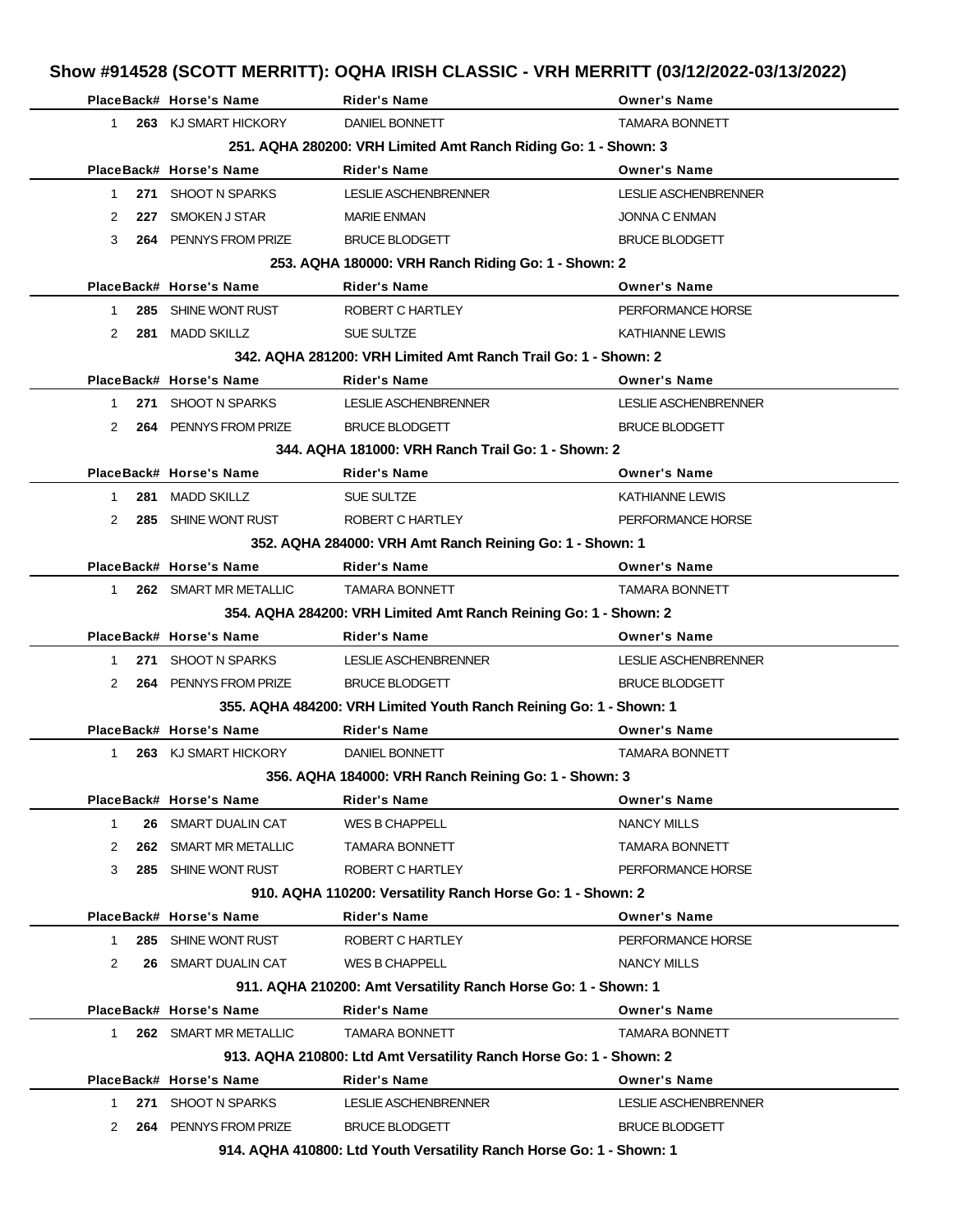# Show #914528 (SCOTT MERRITT): OQHA IRISH CLASSIC - VRH MERRITT (03/12/2022-03/13/2022)

| Place | Back# | Horse's Name | Rider's Name | Owner's Name |
|---|---|---|---|---|
| 1 | 263 | KJ SMART HICKORY | DANIEL BONNETT | TAMARA BONNETT |

**251. AQHA 280200: VRH Limited Amt Ranch Riding Go: 1 - Shown: 3**

| Place | Back# | Horse's Name | Rider's Name | Owner's Name |
|---|---|---|---|---|
| 1 | 271 | SHOOT N SPARKS | LESLIE ASCHENBRENNER | LESLIE ASCHENBRENNER |
| 2 | 227 | SMOKEN J STAR | MARIE ENMAN | JONNA C ENMAN |
| 3 | 264 | PENNYS FROM PRIZE | BRUCE BLODGETT | BRUCE BLODGETT |

**253. AQHA 180000: VRH Ranch Riding Go: 1 - Shown: 2**

| Place | Back# | Horse's Name | Rider's Name | Owner's Name |
|---|---|---|---|---|
| 1 | 285 | SHINE WONT RUST | ROBERT C HARTLEY | PERFORMANCE HORSE |
| 2 | 281 | MADD SKILLZ | SUE SULTZE | KATHIANNE LEWIS |

**342. AQHA 281200: VRH Limited Amt Ranch Trail Go: 1 - Shown: 2**

| Place | Back# | Horse's Name | Rider's Name | Owner's Name |
|---|---|---|---|---|
| 1 | 271 | SHOOT N SPARKS | LESLIE ASCHENBRENNER | LESLIE ASCHENBRENNER |
| 2 | 264 | PENNYS FROM PRIZE | BRUCE BLODGETT | BRUCE BLODGETT |

**344. AQHA 181000: VRH Ranch Trail Go: 1 - Shown: 2**

| Place | Back# | Horse's Name | Rider's Name | Owner's Name |
|---|---|---|---|---|
| 1 | 281 | MADD SKILLZ | SUE SULTZE | KATHIANNE LEWIS |
| 2 | 285 | SHINE WONT RUST | ROBERT C HARTLEY | PERFORMANCE HORSE |

**352. AQHA 284000: VRH Amt Ranch Reining Go: 1 - Shown: 1**

| Place | Back# | Horse's Name | Rider's Name | Owner's Name |
|---|---|---|---|---|
| 1 | 262 | SMART MR METALLIC | TAMARA BONNETT | TAMARA BONNETT |

**354. AQHA 284200: VRH Limited Amt Ranch Reining Go: 1 - Shown: 2**

| Place | Back# | Horse's Name | Rider's Name | Owner's Name |
|---|---|---|---|---|
| 1 | 271 | SHOOT N SPARKS | LESLIE ASCHENBRENNER | LESLIE ASCHENBRENNER |
| 2 | 264 | PENNYS FROM PRIZE | BRUCE BLODGETT | BRUCE BLODGETT |

**355. AQHA 484200: VRH Limited Youth Ranch Reining Go: 1 - Shown: 1**

| Place | Back# | Horse's Name | Rider's Name | Owner's Name |
|---|---|---|---|---|
| 1 | 263 | KJ SMART HICKORY | DANIEL BONNETT | TAMARA BONNETT |

**356. AQHA 184000: VRH Ranch Reining Go: 1 - Shown: 3**

| Place | Back# | Horse's Name | Rider's Name | Owner's Name |
|---|---|---|---|---|
| 1 | 26 | SMART DUALIN CAT | WES B CHAPPELL | NANCY MILLS |
| 2 | 262 | SMART MR METALLIC | TAMARA BONNETT | TAMARA BONNETT |
| 3 | 285 | SHINE WONT RUST | ROBERT C HARTLEY | PERFORMANCE HORSE |

**910. AQHA 110200: Versatility Ranch Horse Go: 1 - Shown: 2**

| Place | Back# | Horse's Name | Rider's Name | Owner's Name |
|---|---|---|---|---|
| 1 | 285 | SHINE WONT RUST | ROBERT C HARTLEY | PERFORMANCE HORSE |
| 2 | 26 | SMART DUALIN CAT | WES B CHAPPELL | NANCY MILLS |

**911. AQHA 210200: Amt Versatility Ranch Horse Go: 1 - Shown: 1**

| Place | Back# | Horse's Name | Rider's Name | Owner's Name |
|---|---|---|---|---|
| 1 | 262 | SMART MR METALLIC | TAMARA BONNETT | TAMARA BONNETT |

**913. AQHA 210800: Ltd Amt Versatility Ranch Horse Go: 1 - Shown: 2**

| Place | Back# | Horse's Name | Rider's Name | Owner's Name |
|---|---|---|---|---|
| 1 | 271 | SHOOT N SPARKS | LESLIE ASCHENBRENNER | LESLIE ASCHENBRENNER |
| 2 | 264 | PENNYS FROM PRIZE | BRUCE BLODGETT | BRUCE BLODGETT |

**914. AQHA 410800: Ltd Youth Versatility Ranch Horse Go: 1 - Shown: 1**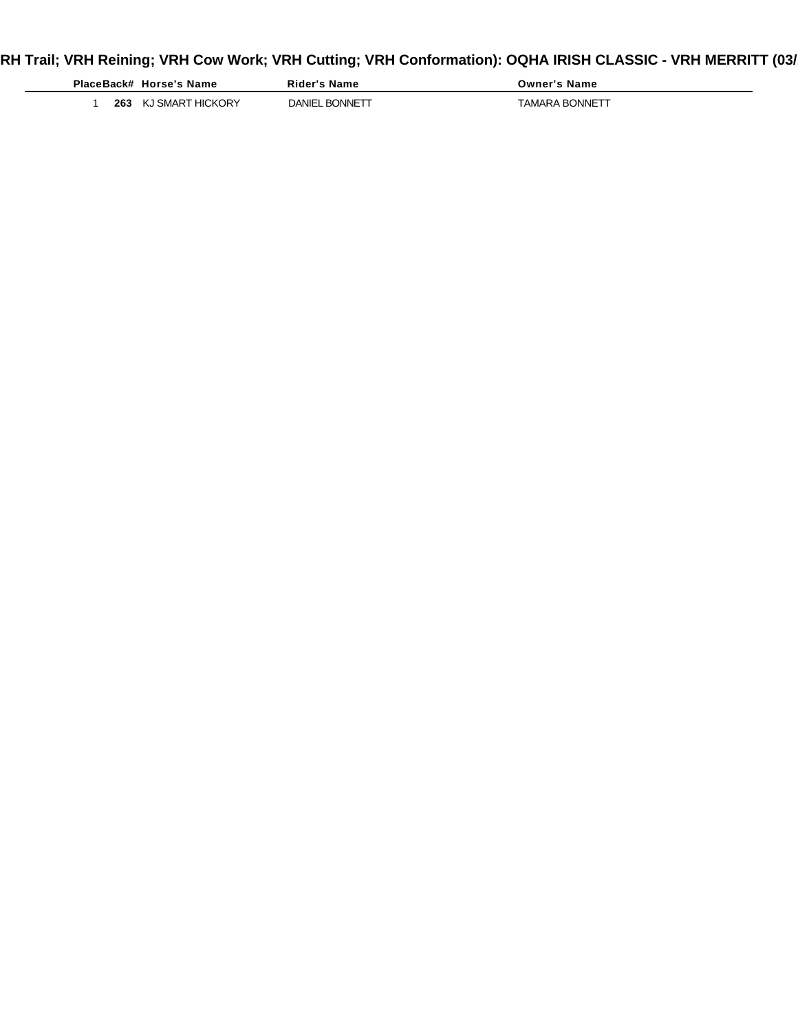# RH Trail; VRH Reining; VRH Cow Work; VRH Cutting; VRH Conformation): OQHA IRISH CLASSIC - VRH MERRITT (03/

| Place | Back# | Horse's Name | Rider's Name | Owner's Name |
|---|---|---|---|---|
| 1 | **263** | KJ SMART HICKORY | DANIEL BONNETT | TAMARA BONNETT |